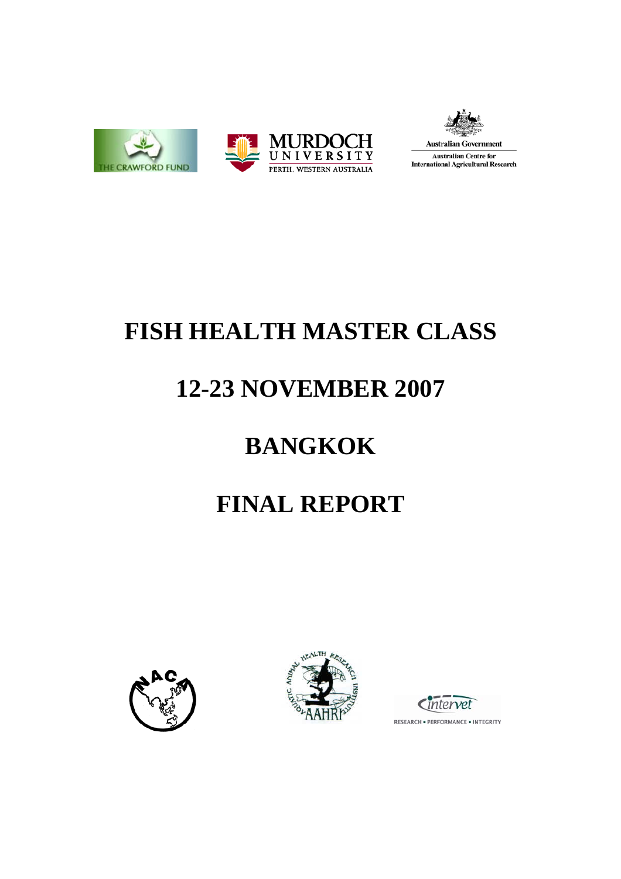# FISH HEALTH MASTER CLASS

# 12-23 NOVEMBER 2007

# BANGKOK

# FINAL REPORT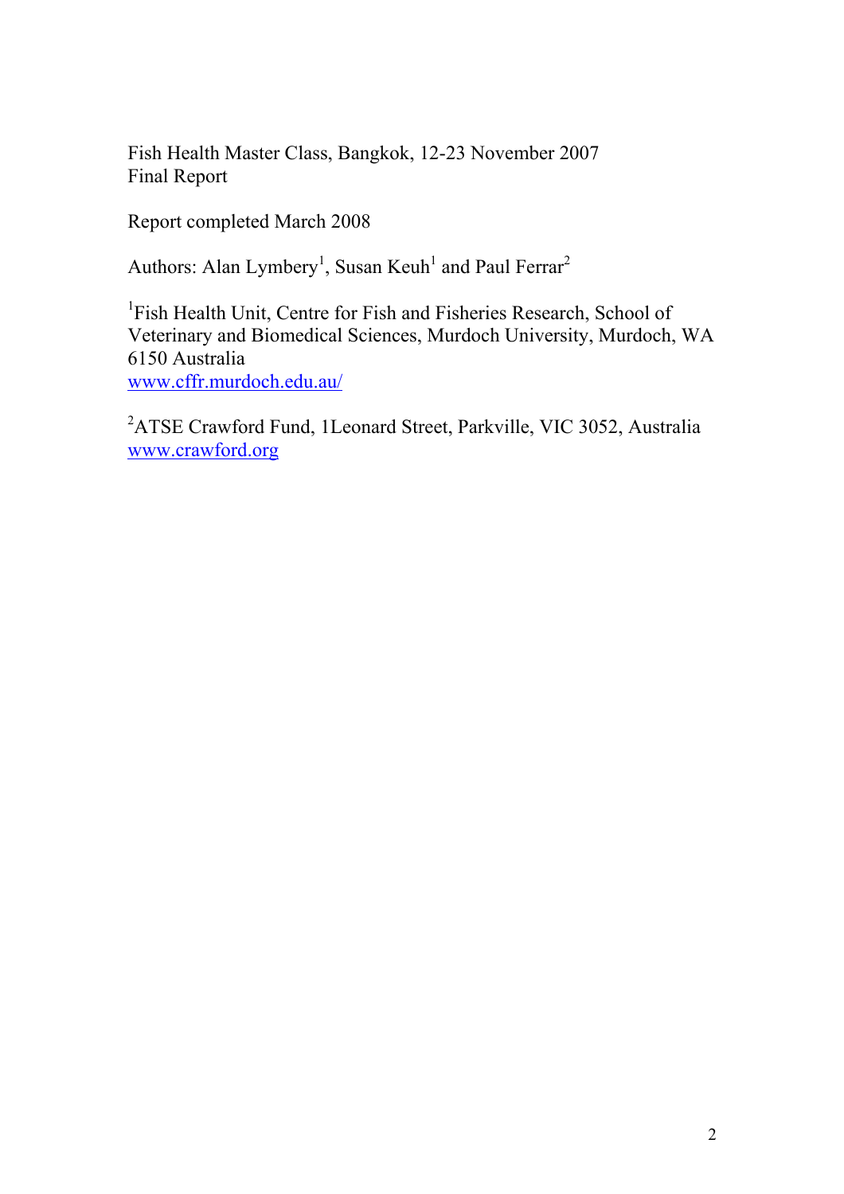Fish Health Master Class, Bangkok, 12-23 November 2007
Final Report

Report completed March 2008

Authors: Alan Lymbery[1], Susan Keuh[1] and Paul Ferrar[2]

[1]Fish Health Unit, Centre for Fish and Fisheries Research, School of Veterinary and Biomedical Sciences, Murdoch University, Murdoch, WA 6150 Australia
www.cffr.murdoch.edu.au/

[2]ATSE Crawford Fund, 1Leonard Street, Parkville, VIC 3052, Australia
www.crawford.org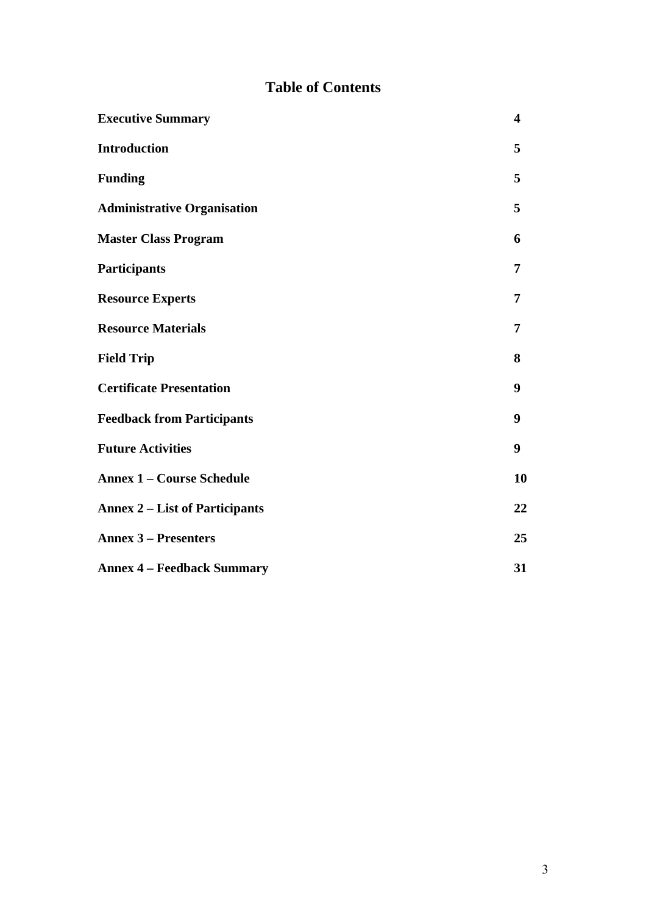# Table of Contents

| | |
|---|---|
| **Executive Summary** | **4** |
| **Introduction** | **5** |
| **Funding** | **5** |
| **Administrative Organisation** | **5** |
| **Master Class Program** | **6** |
| **Participants** | **7** |
| **Resource Experts** | **7** |
| **Resource Materials** | **7** |
| **Field Trip** | **8** |
| **Certificate Presentation** | **9** |
| **Feedback from Participants** | **9** |
| **Future Activities** | **9** |
| **Annex 1 – Course Schedule** | **10** |
| **Annex 2 – List of Participants** | **22** |
| **Annex 3 – Presenters** | **25** |
| **Annex 4 – Feedback Summary** | **31** |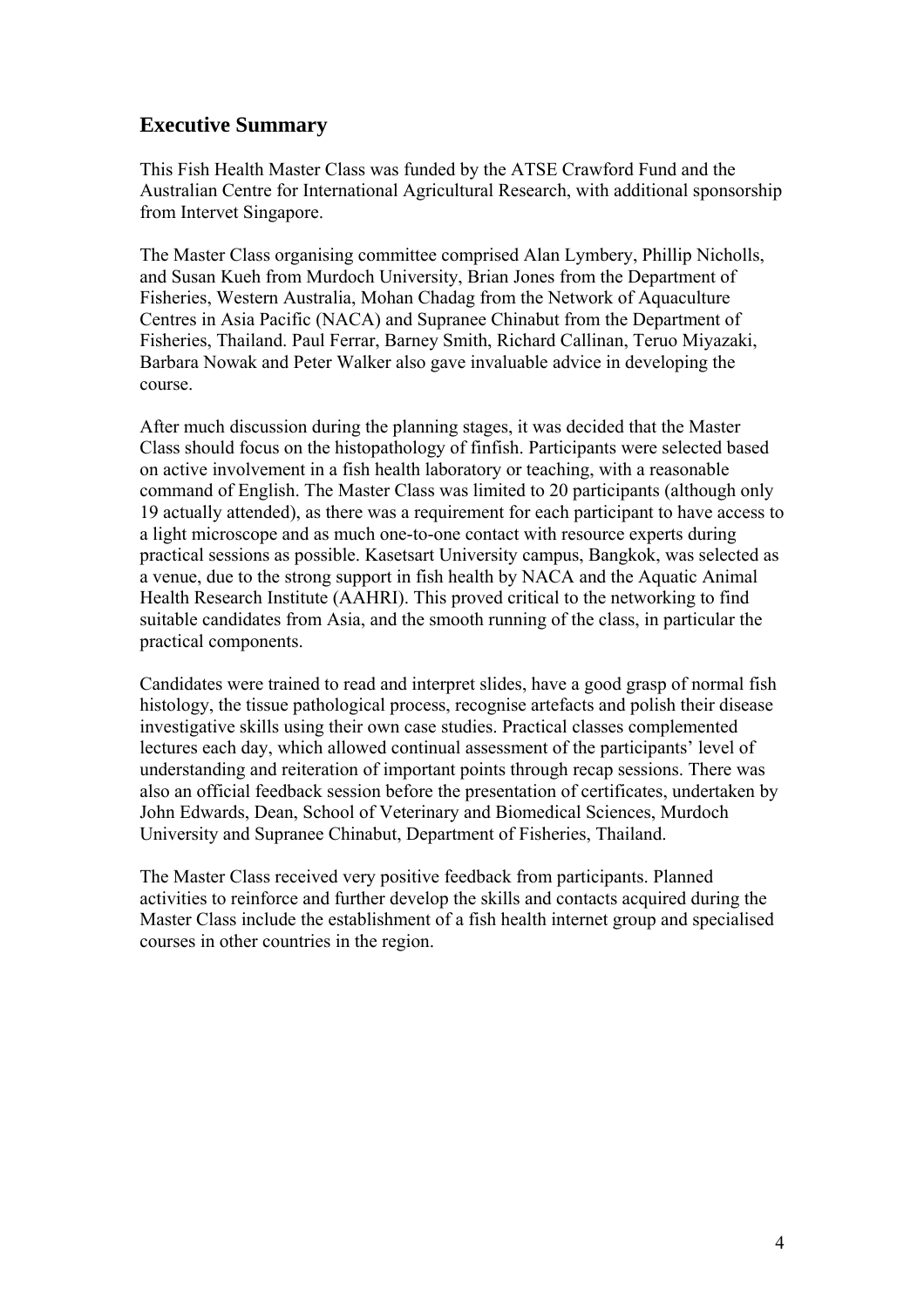## Executive Summary

This Fish Health Master Class was funded by the ATSE Crawford Fund and the Australian Centre for International Agricultural Research, with additional sponsorship from Intervet Singapore.

The Master Class organising committee comprised Alan Lymbery, Phillip Nicholls, and Susan Kueh from Murdoch University, Brian Jones from the Department of Fisheries, Western Australia, Mohan Chadag from the Network of Aquaculture Centres in Asia Pacific (NACA) and Supranee Chinabut from the Department of Fisheries, Thailand. Paul Ferrar, Barney Smith, Richard Callinan, Teruo Miyazaki, Barbara Nowak and Peter Walker also gave invaluable advice in developing the course.

After much discussion during the planning stages, it was decided that the Master Class should focus on the histopathology of finfish. Participants were selected based on active involvement in a fish health laboratory or teaching, with a reasonable command of English. The Master Class was limited to 20 participants (although only 19 actually attended), as there was a requirement for each participant to have access to a light microscope and as much one-to-one contact with resource experts during practical sessions as possible. Kasetsart University campus, Bangkok, was selected as a venue, due to the strong support in fish health by NACA and the Aquatic Animal Health Research Institute (AAHRI). This proved critical to the networking to find suitable candidates from Asia, and the smooth running of the class, in particular the practical components.

Candidates were trained to read and interpret slides, have a good grasp of normal fish histology, the tissue pathological process, recognise artefacts and polish their disease investigative skills using their own case studies. Practical classes complemented lectures each day, which allowed continual assessment of the participants' level of understanding and reiteration of important points through recap sessions. There was also an official feedback session before the presentation of certificates, undertaken by John Edwards, Dean, School of Veterinary and Biomedical Sciences, Murdoch University and Supranee Chinabut, Department of Fisheries, Thailand.

The Master Class received very positive feedback from participants. Planned activities to reinforce and further develop the skills and contacts acquired during the Master Class include the establishment of a fish health internet group and specialised courses in other countries in the region.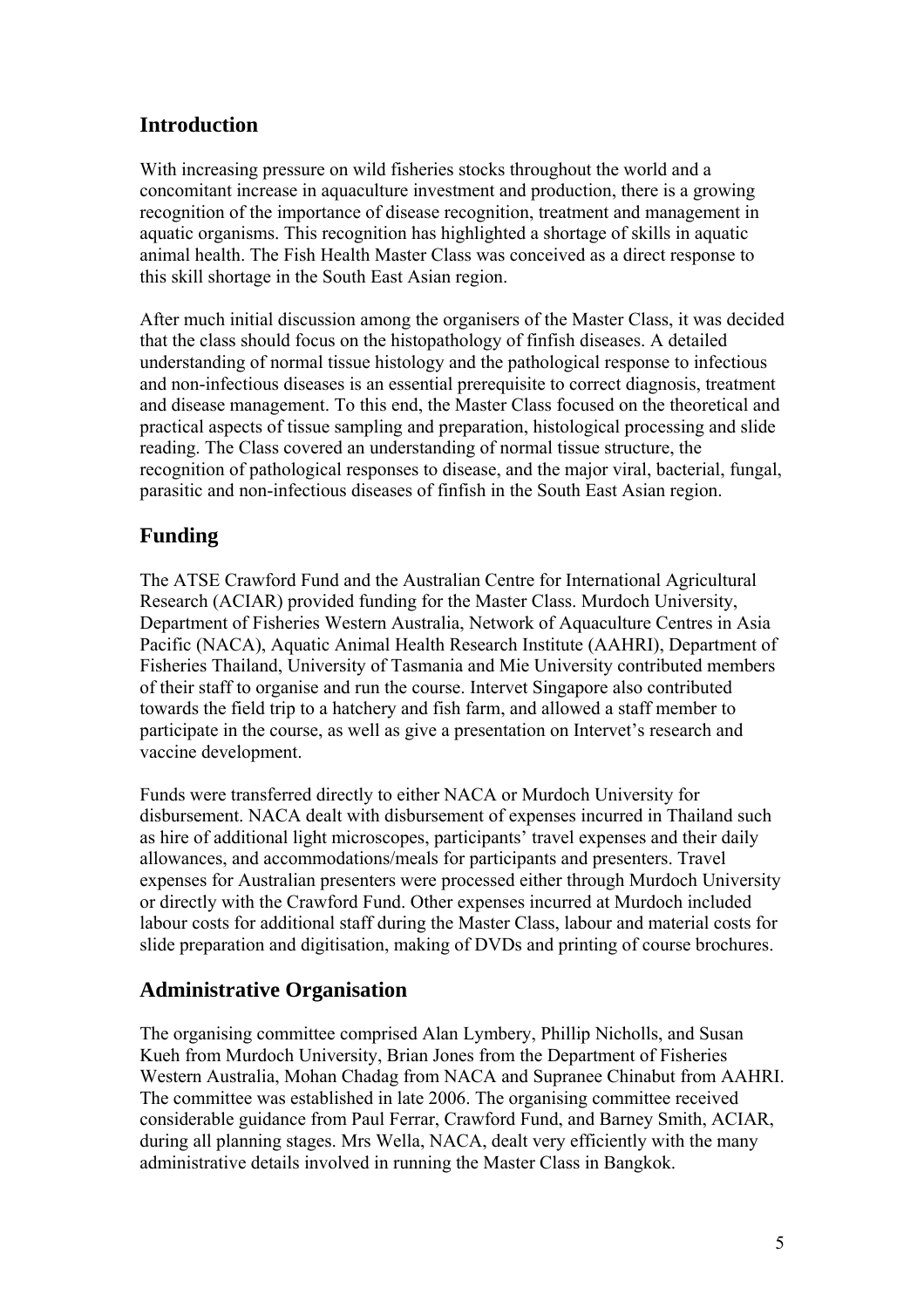## Introduction

With increasing pressure on wild fisheries stocks throughout the world and a concomitant increase in aquaculture investment and production, there is a growing recognition of the importance of disease recognition, treatment and management in aquatic organisms. This recognition has highlighted a shortage of skills in aquatic animal health. The Fish Health Master Class was conceived as a direct response to this skill shortage in the South East Asian region.

After much initial discussion among the organisers of the Master Class, it was decided that the class should focus on the histopathology of finfish diseases. A detailed understanding of normal tissue histology and the pathological response to infectious and non-infectious diseases is an essential prerequisite to correct diagnosis, treatment and disease management. To this end, the Master Class focused on the theoretical and practical aspects of tissue sampling and preparation, histological processing and slide reading. The Class covered an understanding of normal tissue structure, the recognition of pathological responses to disease, and the major viral, bacterial, fungal, parasitic and non-infectious diseases of finfish in the South East Asian region.

## Funding

The ATSE Crawford Fund and the Australian Centre for International Agricultural Research (ACIAR) provided funding for the Master Class. Murdoch University, Department of Fisheries Western Australia, Network of Aquaculture Centres in Asia Pacific (NACA), Aquatic Animal Health Research Institute (AAHRI), Department of Fisheries Thailand, University of Tasmania and Mie University contributed members of their staff to organise and run the course. Intervet Singapore also contributed towards the field trip to a hatchery and fish farm, and allowed a staff member to participate in the course, as well as give a presentation on Intervet's research and vaccine development.

Funds were transferred directly to either NACA or Murdoch University for disbursement. NACA dealt with disbursement of expenses incurred in Thailand such as hire of additional light microscopes, participants' travel expenses and their daily allowances, and accommodations/meals for participants and presenters. Travel expenses for Australian presenters were processed either through Murdoch University or directly with the Crawford Fund. Other expenses incurred at Murdoch included labour costs for additional staff during the Master Class, labour and material costs for slide preparation and digitisation, making of DVDs and printing of course brochures.

## Administrative Organisation

The organising committee comprised Alan Lymbery, Phillip Nicholls, and Susan Kueh from Murdoch University, Brian Jones from the Department of Fisheries Western Australia, Mohan Chadag from NACA and Supranee Chinabut from AAHRI. The committee was established in late 2006. The organising committee received considerable guidance from Paul Ferrar, Crawford Fund, and Barney Smith, ACIAR, during all planning stages. Mrs Wella, NACA, dealt very efficiently with the many administrative details involved in running the Master Class in Bangkok.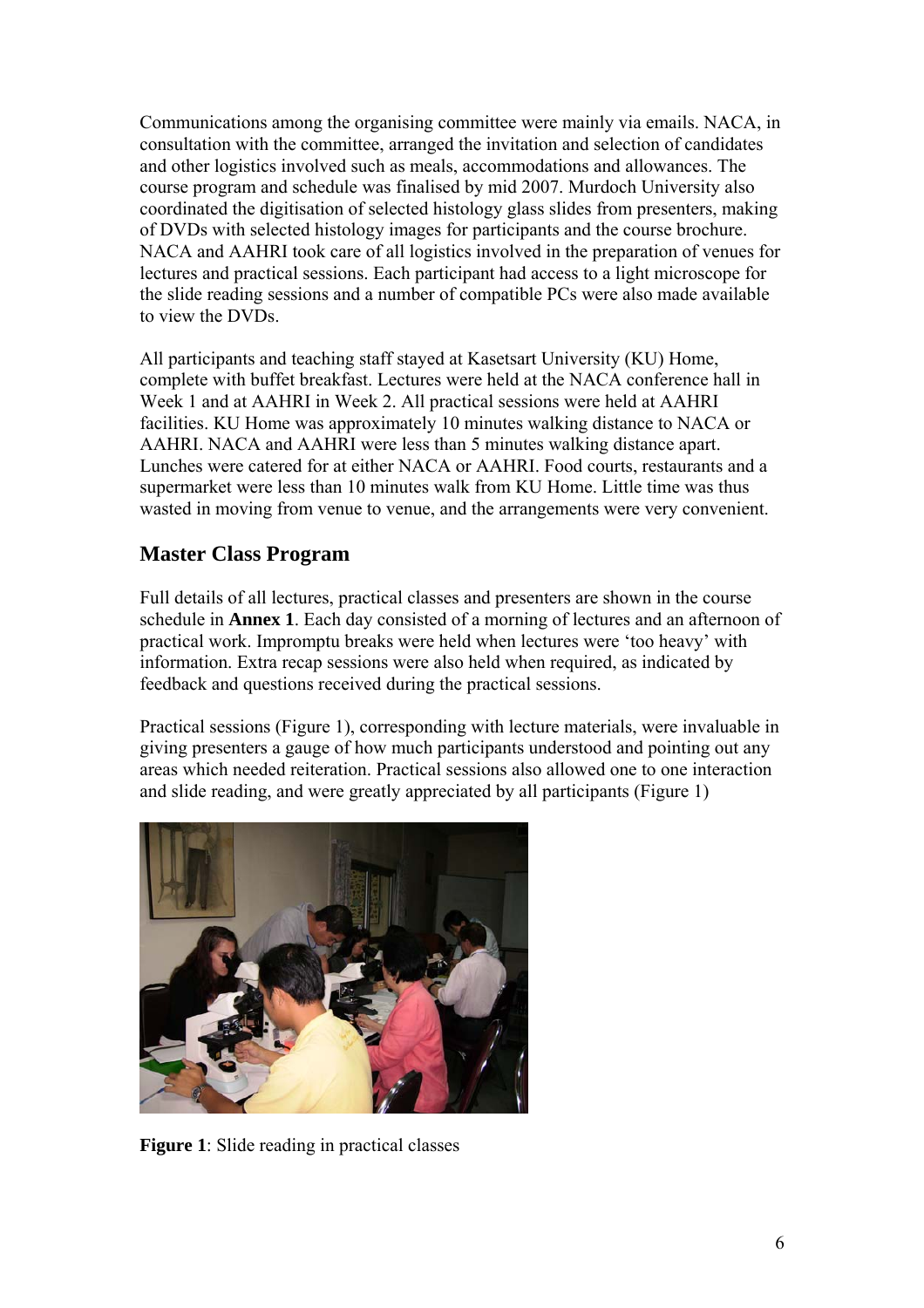Communications among the organising committee were mainly via emails. NACA, in consultation with the committee, arranged the invitation and selection of candidates and other logistics involved such as meals, accommodations and allowances. The course program and schedule was finalised by mid 2007. Murdoch University also coordinated the digitisation of selected histology glass slides from presenters, making of DVDs with selected histology images for participants and the course brochure. NACA and AAHRI took care of all logistics involved in the preparation of venues for lectures and practical sessions. Each participant had access to a light microscope for the slide reading sessions and a number of compatible PCs were also made available to view the DVDs.

All participants and teaching staff stayed at Kasetsart University (KU) Home, complete with buffet breakfast. Lectures were held at the NACA conference hall in Week 1 and at AAHRI in Week 2. All practical sessions were held at AAHRI facilities. KU Home was approximately 10 minutes walking distance to NACA or AAHRI. NACA and AAHRI were less than 5 minutes walking distance apart. Lunches were catered for at either NACA or AAHRI. Food courts, restaurants and a supermarket were less than 10 minutes walk from KU Home. Little time was thus wasted in moving from venue to venue, and the arrangements were very convenient.

## Master Class Program

Full details of all lectures, practical classes and presenters are shown in the course schedule in **Annex 1**. Each day consisted of a morning of lectures and an afternoon of practical work. Impromptu breaks were held when lectures were 'too heavy' with information. Extra recap sessions were also held when required, as indicated by feedback and questions received during the practical sessions.

Practical sessions (Figure 1), corresponding with lecture materials, were invaluable in giving presenters a gauge of how much participants understood and pointing out any areas which needed reiteration. Practical sessions also allowed one to one interaction and slide reading, and were greatly appreciated by all participants (Figure 1)

**Figure 1**: Slide reading in practical classes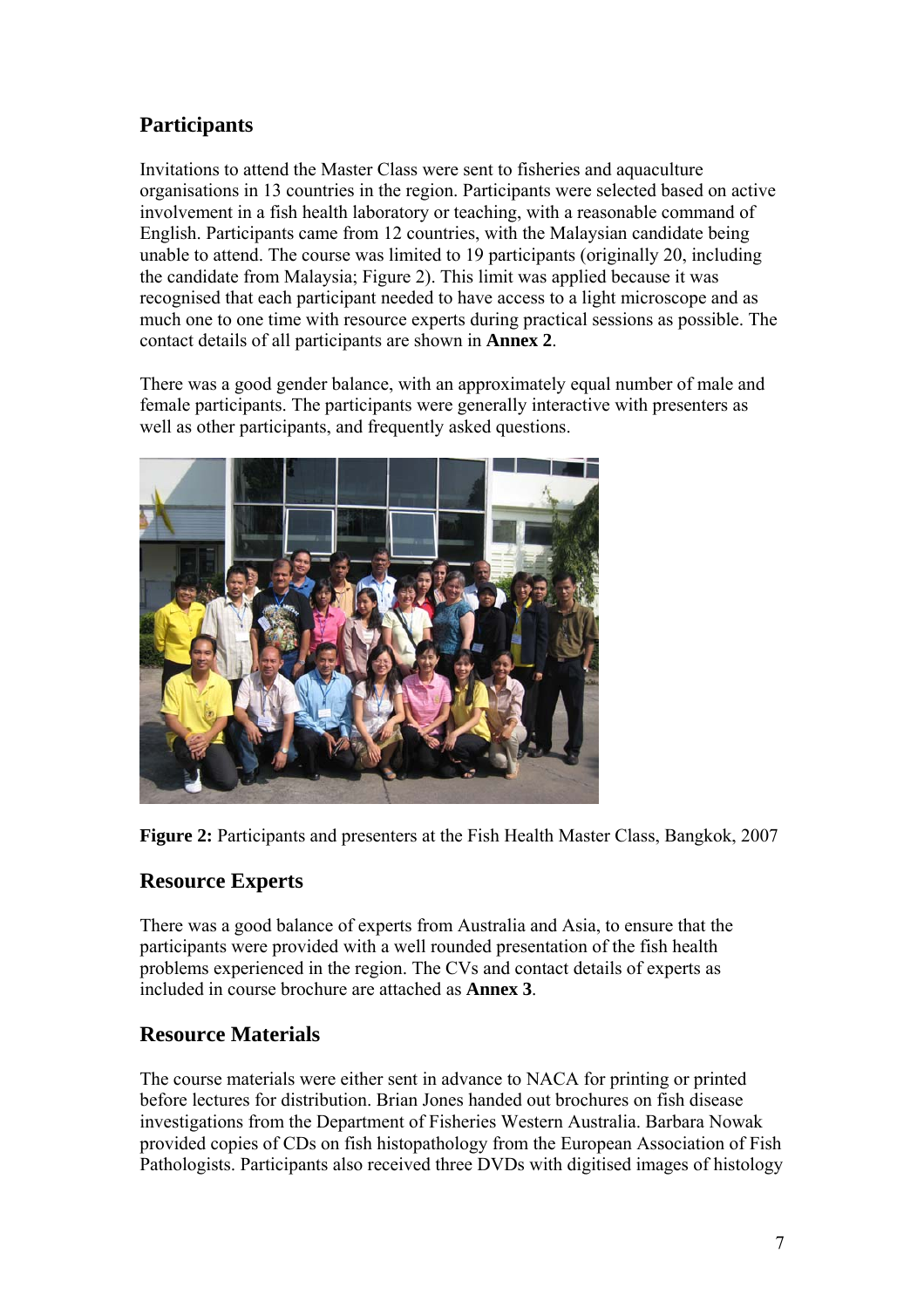## Participants

Invitations to attend the Master Class were sent to fisheries and aquaculture organisations in 13 countries in the region. Participants were selected based on active involvement in a fish health laboratory or teaching, with a reasonable command of English. Participants came from 12 countries, with the Malaysian candidate being unable to attend. The course was limited to 19 participants (originally 20, including the candidate from Malaysia; Figure 2). This limit was applied because it was recognised that each participant needed to have access to a light microscope and as much one to one time with resource experts during practical sessions as possible. The contact details of all participants are shown in **Annex 2**.

There was a good gender balance, with an approximately equal number of male and female participants. The participants were generally interactive with presenters as well as other participants, and frequently asked questions.

**Figure 2:** Participants and presenters at the Fish Health Master Class, Bangkok, 2007

## Resource Experts

There was a good balance of experts from Australia and Asia, to ensure that the participants were provided with a well rounded presentation of the fish health problems experienced in the region. The CVs and contact details of experts as included in course brochure are attached as **Annex 3**.

## Resource Materials

The course materials were either sent in advance to NACA for printing or printed before lectures for distribution. Brian Jones handed out brochures on fish disease investigations from the Department of Fisheries Western Australia. Barbara Nowak provided copies of CDs on fish histopathology from the European Association of Fish Pathologists. Participants also received three DVDs with digitised images of histology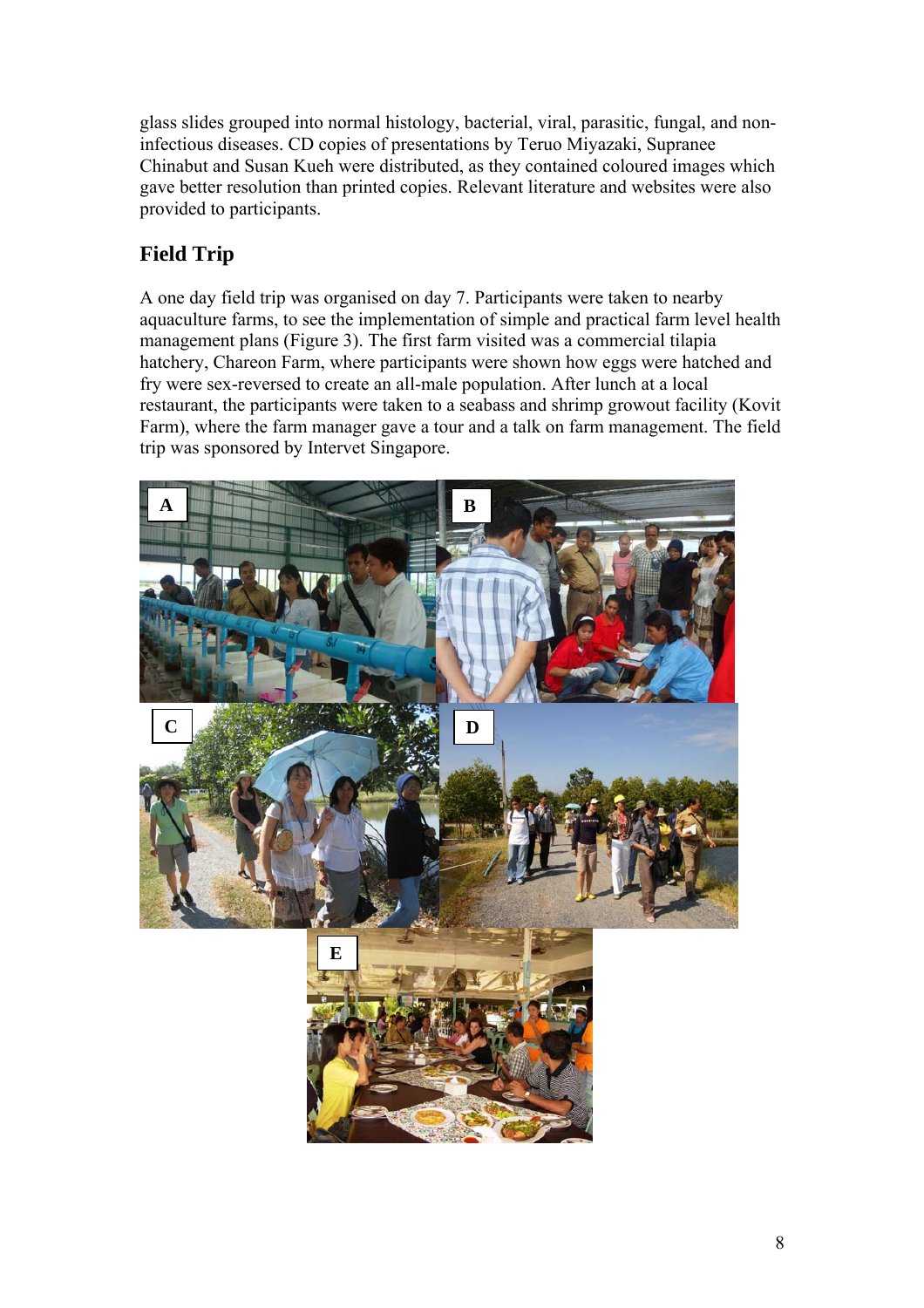glass slides grouped into normal histology, bacterial, viral, parasitic, fungal, and non-infectious diseases. CD copies of presentations by Teruo Miyazaki, Supranee Chinabut and Susan Kueh were distributed, as they contained coloured images which gave better resolution than printed copies. Relevant literature and websites were also provided to participants.

## Field Trip

A one day field trip was organised on day 7. Participants were taken to nearby aquaculture farms, to see the implementation of simple and practical farm level health management plans (Figure 3). The first farm visited was a commercial tilapia hatchery, Chareon Farm, where participants were shown how eggs were hatched and fry were sex-reversed to create an all-male population. After lunch at a local restaurant, the participants were taken to a seabass and shrimp growout facility (Kovit Farm), where the farm manager gave a tour and a talk on farm management. The field trip was sponsored by Intervet Singapore.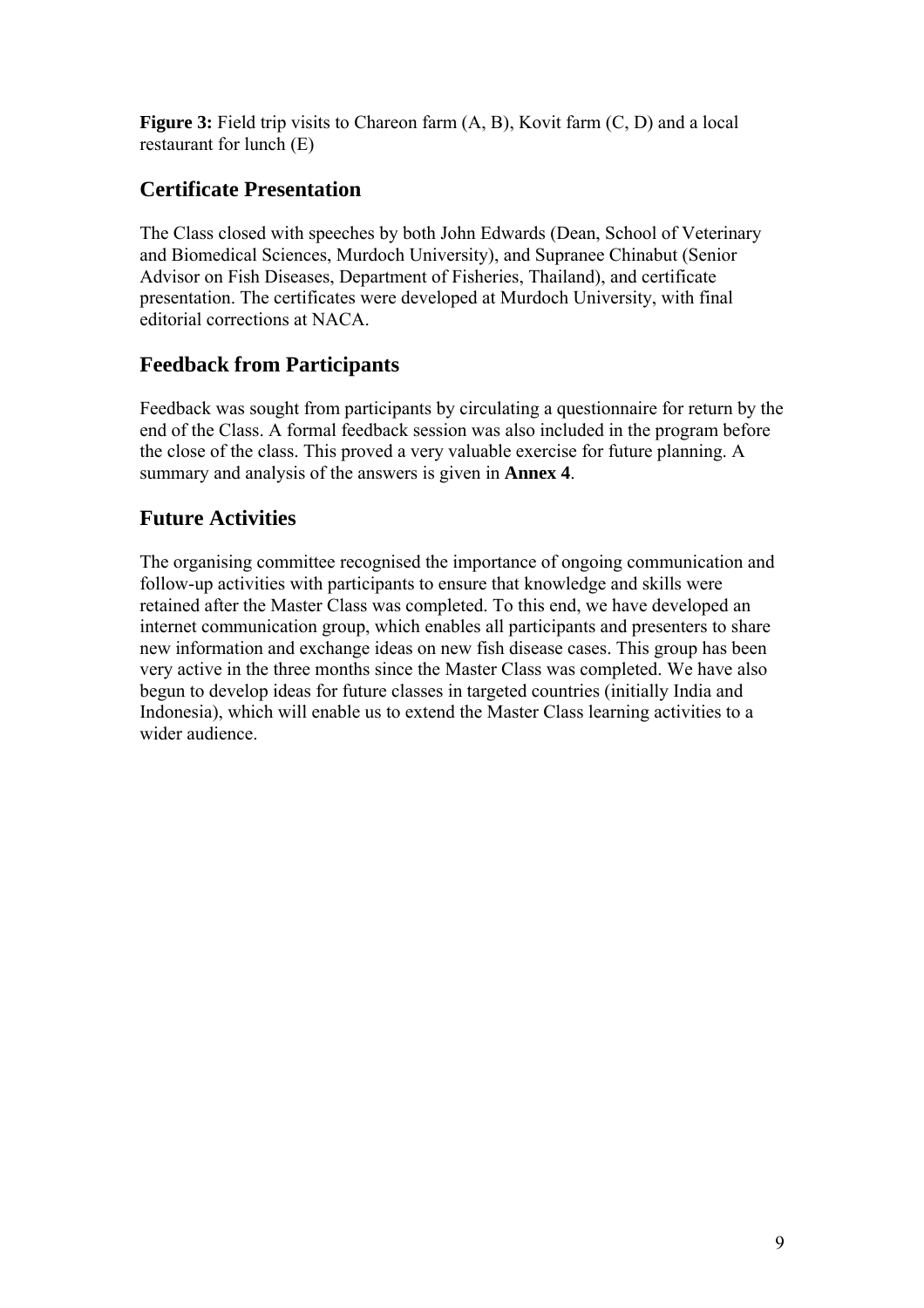**Figure 3:** Field trip visits to Chareon farm (A, B), Kovit farm (C, D) and a local restaurant for lunch (E)

## Certificate Presentation

The Class closed with speeches by both John Edwards (Dean, School of Veterinary and Biomedical Sciences, Murdoch University), and Supranee Chinabut (Senior Advisor on Fish Diseases, Department of Fisheries, Thailand), and certificate presentation. The certificates were developed at Murdoch University, with final editorial corrections at NACA.

## Feedback from Participants

Feedback was sought from participants by circulating a questionnaire for return by the end of the Class. A formal feedback session was also included in the program before the close of the class. This proved a very valuable exercise for future planning. A summary and analysis of the answers is given in **Annex 4**.

## Future Activities

The organising committee recognised the importance of ongoing communication and follow-up activities with participants to ensure that knowledge and skills were retained after the Master Class was completed. To this end, we have developed an internet communication group, which enables all participants and presenters to share new information and exchange ideas on new fish disease cases. This group has been very active in the three months since the Master Class was completed. We have also begun to develop ideas for future classes in targeted countries (initially India and Indonesia), which will enable us to extend the Master Class learning activities to a wider audience.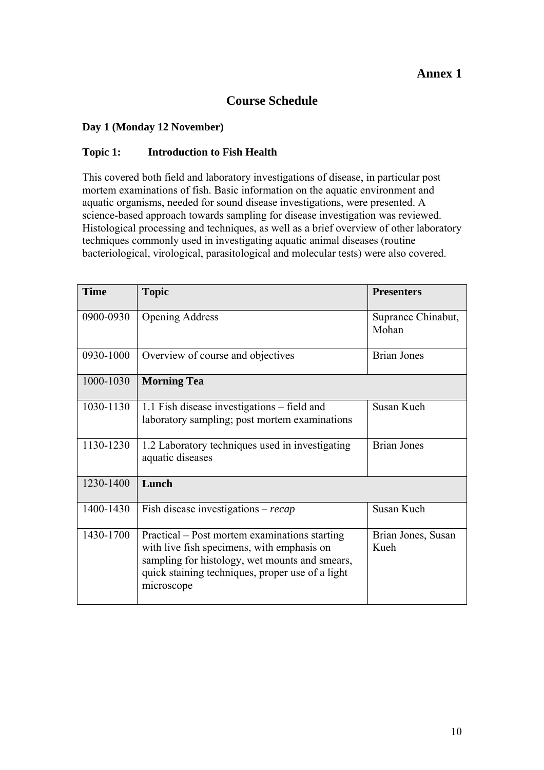# Annex 1

## Course Schedule

**Day 1 (Monday 12 November)**

**Topic 1: Introduction to Fish Health**

This covered both field and laboratory investigations of disease, in particular post mortem examinations of fish. Basic information on the aquatic environment and aquatic organisms, needed for sound disease investigations, were presented. A science-based approach towards sampling for disease investigation was reviewed. Histological processing and techniques, as well as a brief overview of other laboratory techniques commonly used in investigating aquatic animal diseases (routine bacteriological, virological, parasitological and molecular tests) were also covered.

| Time | Topic | Presenters |
|---|---|---|
| 0900-0930 | Opening Address | Supranee Chinabut, Mohan |
| 0930-1000 | Overview of course and objectives | Brian Jones |
| 1000-1030 | **Morning Tea** | |
| 1030-1130 | 1.1 Fish disease investigations – field and laboratory sampling; post mortem examinations | Susan Kueh |
| 1130-1230 | 1.2 Laboratory techniques used in investigating aquatic diseases | Brian Jones |
| 1230-1400 | **Lunch** | |
| 1400-1430 | Fish disease investigations – *recap* | Susan Kueh |
| 1430-1700 | Practical – Post mortem examinations starting with live fish specimens, with emphasis on sampling for histology, wet mounts and smears, quick staining techniques, proper use of a light microscope | Brian Jones, Susan Kueh |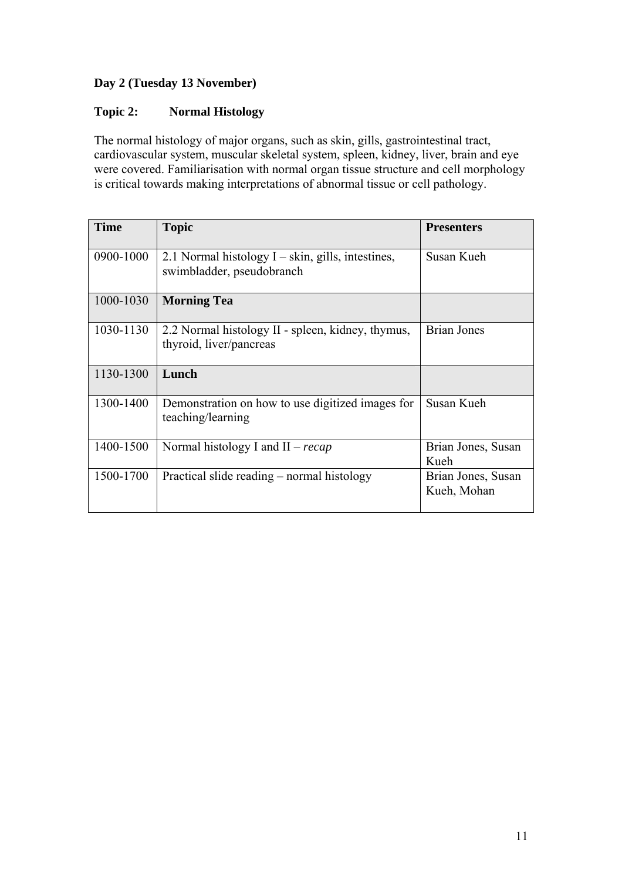**Day 2 (Tuesday 13 November)**

**Topic 2: Normal Histology**

The normal histology of major organs, such as skin, gills, gastrointestinal tract, cardiovascular system, muscular skeletal system, spleen, kidney, liver, brain and eye were covered. Familiarisation with normal organ tissue structure and cell morphology is critical towards making interpretations of abnormal tissue or cell pathology.

| Time | Topic | Presenters |
|---|---|---|
| 0900-1000 | 2.1 Normal histology I – skin, gills, intestines, swimbladder, pseudobranch | Susan Kueh |
| 1000-1030 | **Morning Tea** | |
| 1030-1130 | 2.2 Normal histology II - spleen, kidney, thymus, thyroid, liver/pancreas | Brian Jones |
| 1130-1300 | **Lunch** | |
| 1300-1400 | Demonstration on how to use digitized images for teaching/learning | Susan Kueh |
| 1400-1500 | Normal histology I and II – *recap* | Brian Jones, Susan Kueh |
| 1500-1700 | Practical slide reading – normal histology | Brian Jones, Susan Kueh, Mohan |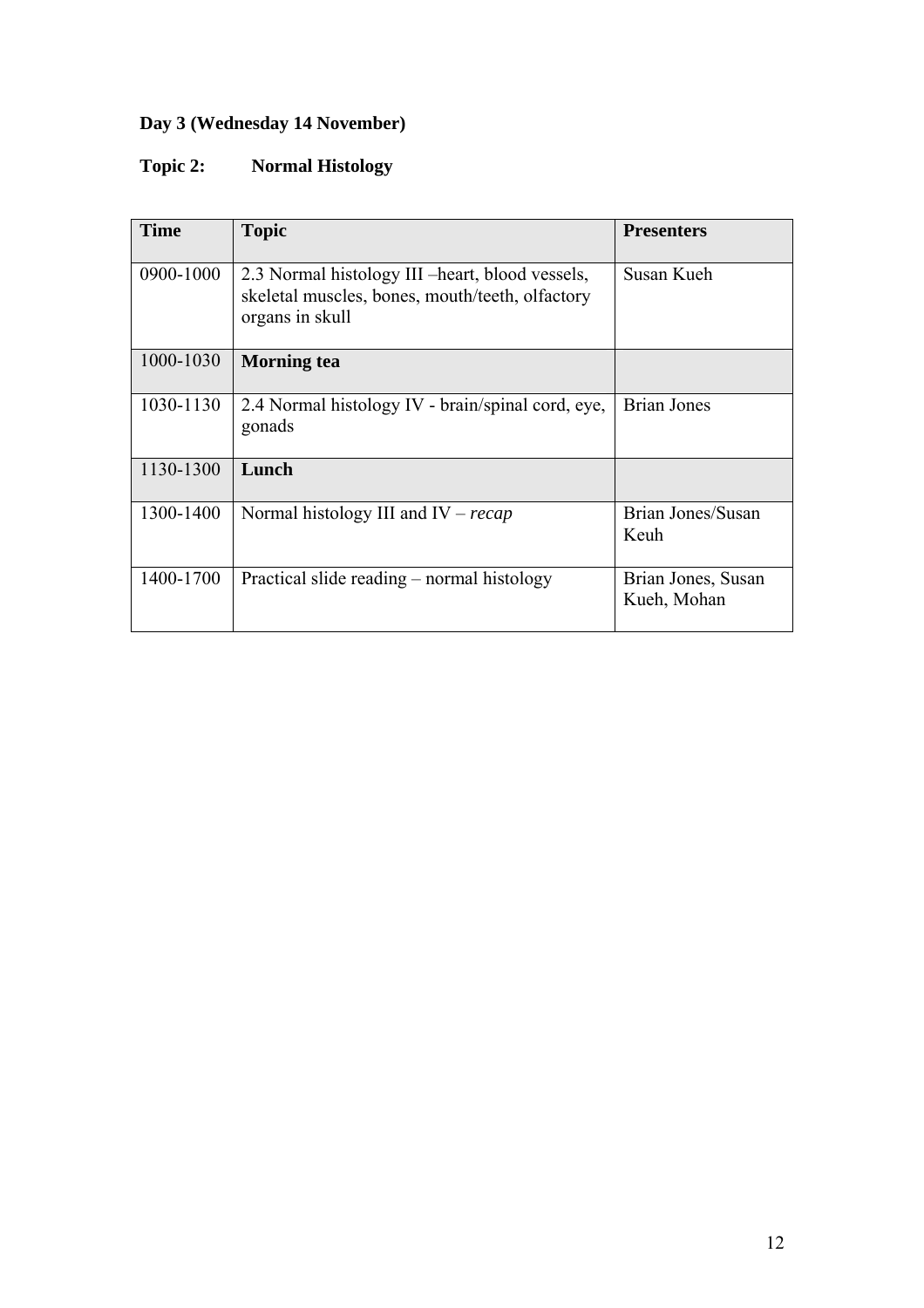**Day 3 (Wednesday 14 November)**

**Topic 2: Normal Histology**

| **Time** | **Topic** | **Presenters** |
|---|---|---|
| 0900-1000 | 2.3 Normal histology III –heart, blood vessels, skeletal muscles, bones, mouth/teeth, olfactory organs in skull | Susan Kueh |
| 1000-1030 | **Morning tea** | |
| 1030-1130 | 2.4 Normal histology IV - brain/spinal cord, eye, gonads | Brian Jones |
| 1130-1300 | **Lunch** | |
| 1300-1400 | Normal histology III and IV – *recap* | Brian Jones/Susan Keuh |
| 1400-1700 | Practical slide reading – normal histology | Brian Jones, Susan Kueh, Mohan |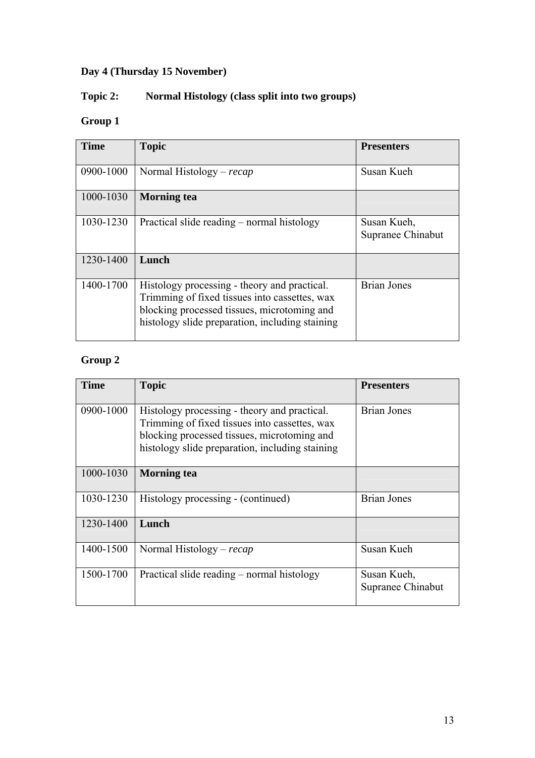**Day 4 (Thursday 15 November)**

**Topic 2: Normal Histology (class split into two groups)**

**Group 1**

| Time | Topic | Presenters |
|---|---|---|
| 0900-1000 | Normal Histology – *recap* | Susan Kueh |
| 1000-1030 | **Morning tea** | |
| 1030-1230 | Practical slide reading – normal histology | Susan Kueh, Supranee Chinabut |
| 1230-1400 | **Lunch** | |
| 1400-1700 | Histology processing - theory and practical. Trimming of fixed tissues into cassettes, wax blocking processed tissues, microtoming and histology slide preparation, including staining | Brian Jones |

**Group 2**

| Time | Topic | Presenters |
|---|---|---|
| 0900-1000 | Histology processing - theory and practical. Trimming of fixed tissues into cassettes, wax blocking processed tissues, microtoming and histology slide preparation, including staining | Brian Jones |
| 1000-1030 | **Morning tea** | |
| 1030-1230 | Histology processing - (continued) | Brian Jones |
| 1230-1400 | **Lunch** | |
| 1400-1500 | Normal Histology – *recap* | Susan Kueh |
| 1500-1700 | Practical slide reading – normal histology | Susan Kueh, Supranee Chinabut |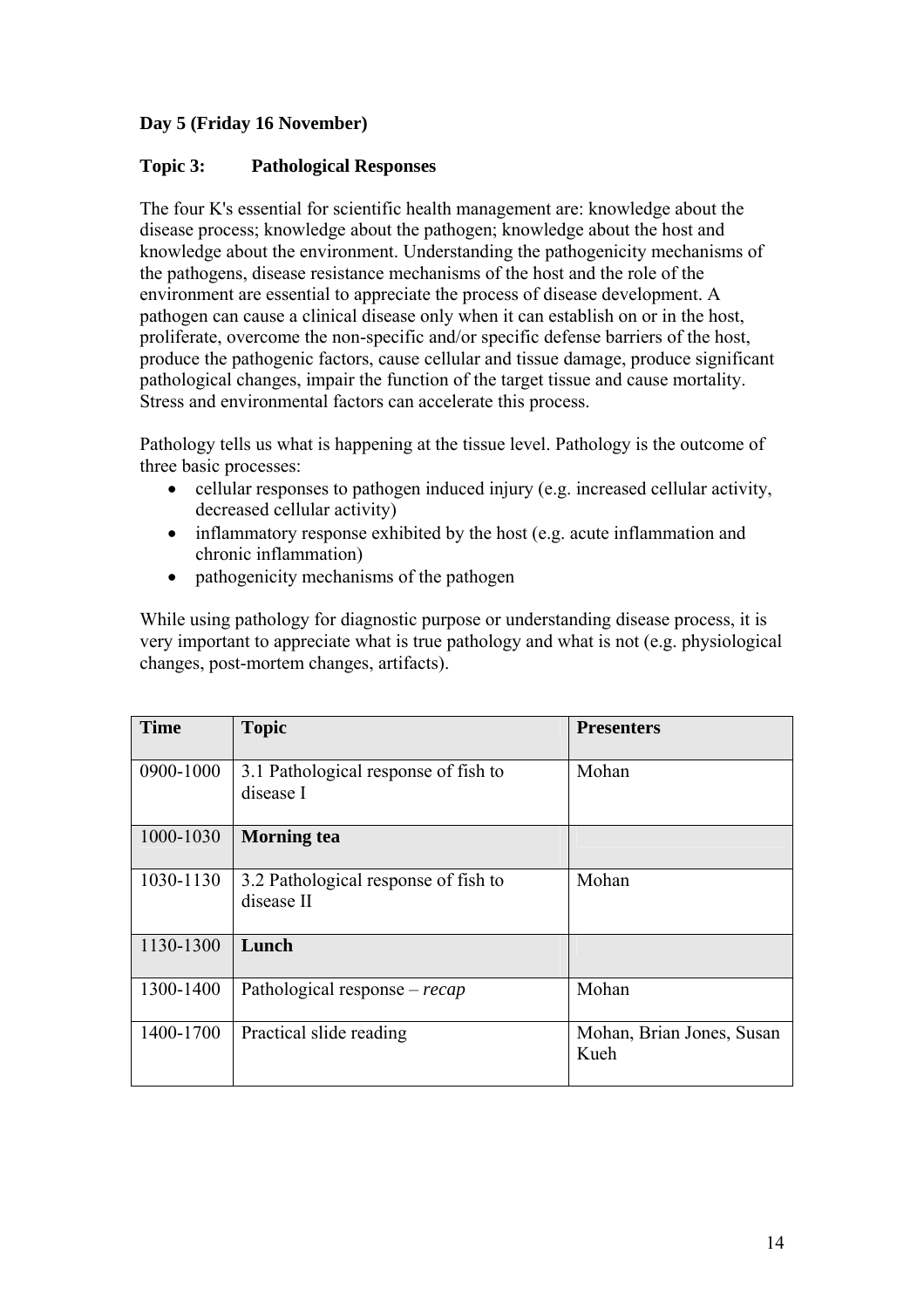**Day 5 (Friday 16 November)**

**Topic 3: Pathological Responses**

The four K's essential for scientific health management are: knowledge about the disease process; knowledge about the pathogen; knowledge about the host and knowledge about the environment. Understanding the pathogenicity mechanisms of the pathogens, disease resistance mechanisms of the host and the role of the environment are essential to appreciate the process of disease development. A pathogen can cause a clinical disease only when it can establish on or in the host, proliferate, overcome the non-specific and/or specific defense barriers of the host, produce the pathogenic factors, cause cellular and tissue damage, produce significant pathological changes, impair the function of the target tissue and cause mortality. Stress and environmental factors can accelerate this process.

Pathology tells us what is happening at the tissue level. Pathology is the outcome of three basic processes:

- cellular responses to pathogen induced injury (e.g. increased cellular activity, decreased cellular activity)
- inflammatory response exhibited by the host (e.g. acute inflammation and chronic inflammation)
- pathogenicity mechanisms of the pathogen

While using pathology for diagnostic purpose or understanding disease process, it is very important to appreciate what is true pathology and what is not (e.g. physiological changes, post-mortem changes, artifacts).

| Time | Topic | Presenters |
|---|---|---|
| 0900-1000 | 3.1 Pathological response of fish to disease I | Mohan |
| 1000-1030 | **Morning tea** | |
| 1030-1130 | 3.2 Pathological response of fish to disease II | Mohan |
| 1130-1300 | **Lunch** | |
| 1300-1400 | Pathological response – *recap* | Mohan |
| 1400-1700 | Practical slide reading | Mohan, Brian Jones, Susan Kueh |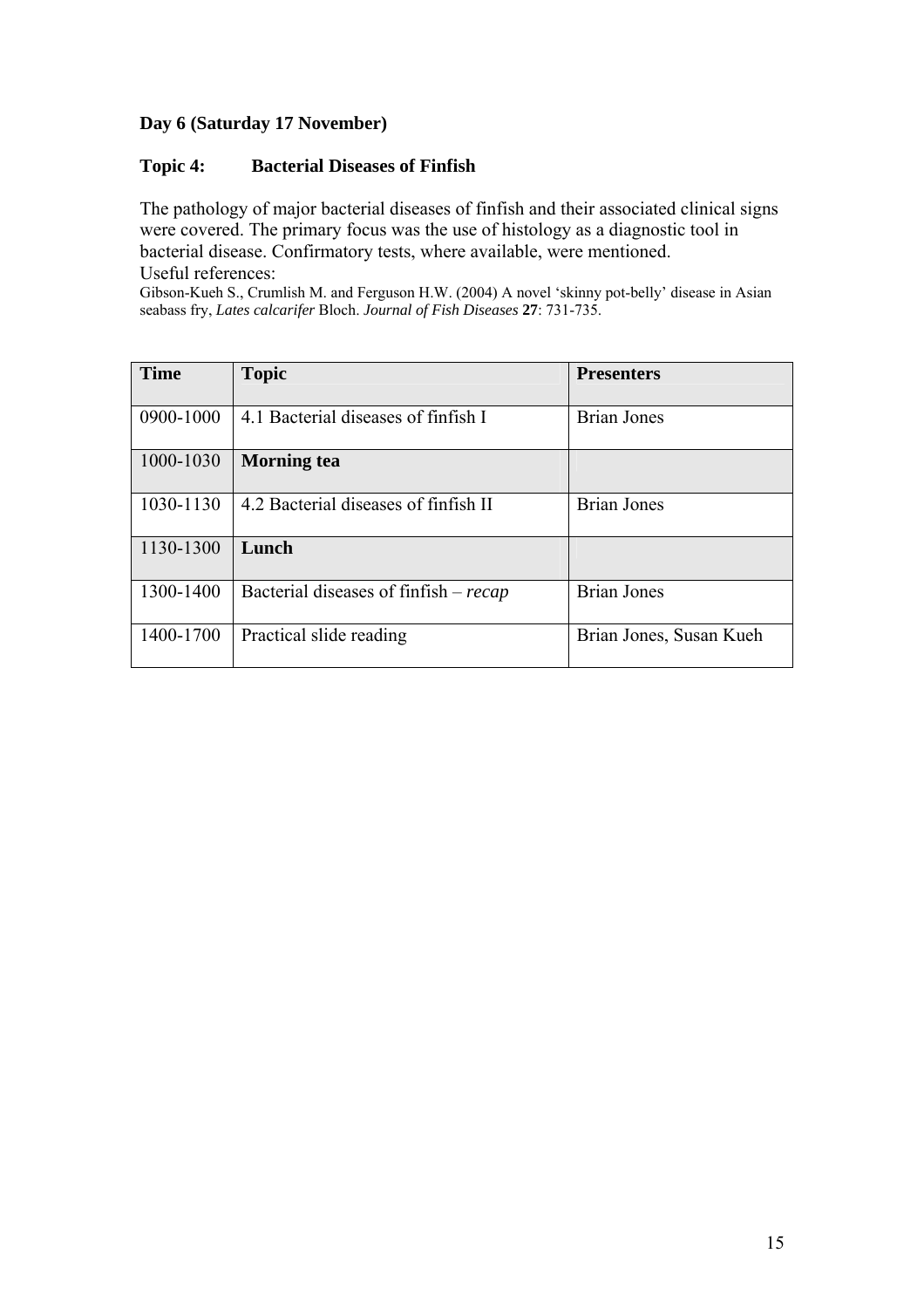**Day 6 (Saturday 17 November)**

**Topic 4: Bacterial Diseases of Finfish**

The pathology of major bacterial diseases of finfish and their associated clinical signs were covered. The primary focus was the use of histology as a diagnostic tool in bacterial disease. Confirmatory tests, where available, were mentioned.

Useful references:

Gibson-Kueh S., Crumlish M. and Ferguson H.W. (2004) A novel 'skinny pot-belly' disease in Asian seabass fry, *Lates calcarifer* Bloch. *Journal of Fish Diseases* **27**: 731-735.

| **Time** | **Topic** | **Presenters** |
|---|---|---|
| 0900-1000 | 4.1 Bacterial diseases of finfish I | Brian Jones |
| 1000-1030 | **Morning tea** | |
| 1030-1130 | 4.2 Bacterial diseases of finfish II | Brian Jones |
| 1130-1300 | **Lunch** | |
| 1300-1400 | Bacterial diseases of finfish – *recap* | Brian Jones |
| 1400-1700 | Practical slide reading | Brian Jones, Susan Kueh |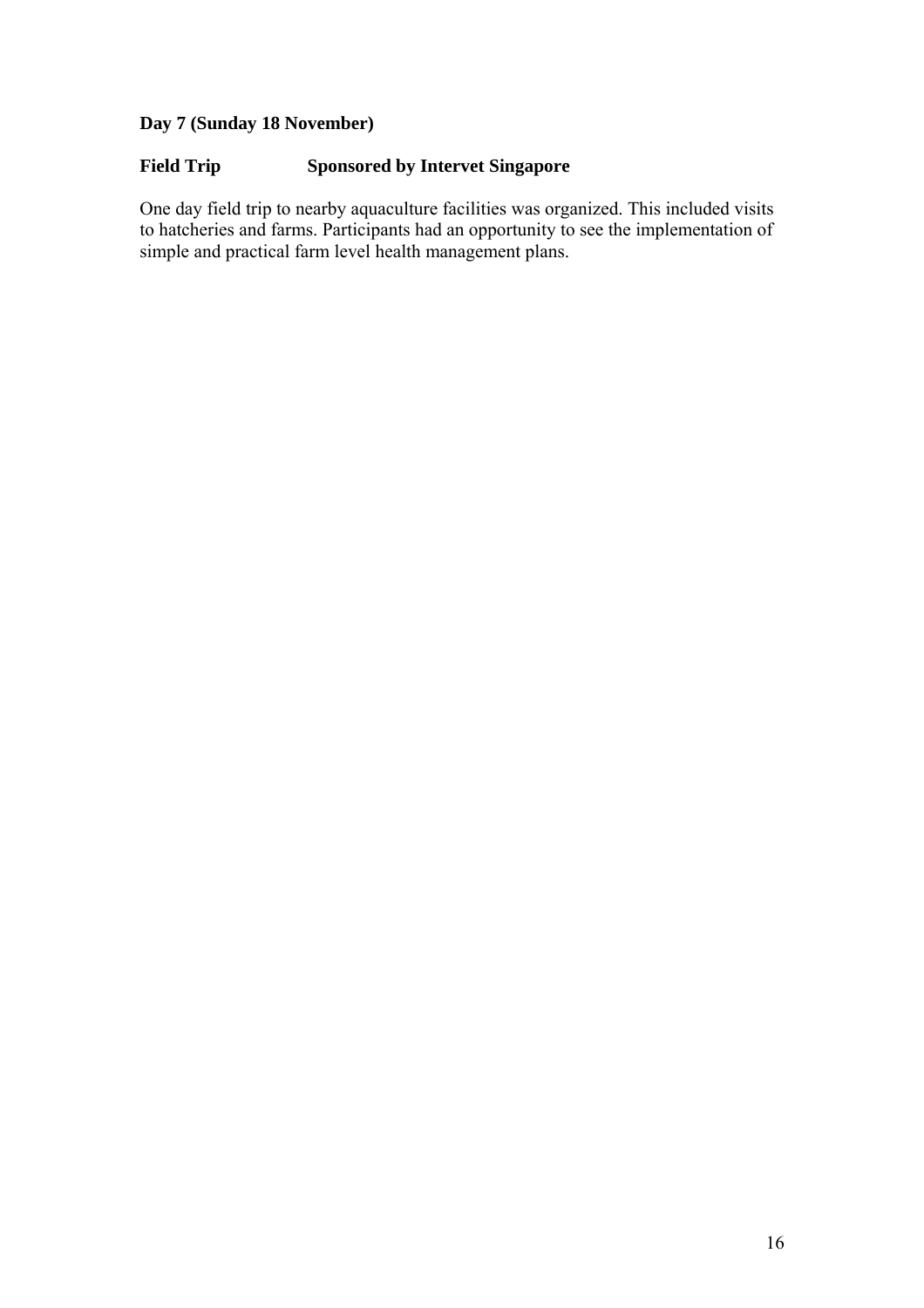**Day 7 (Sunday 18 November)**

**Field Trip Sponsored by Intervet Singapore**

One day field trip to nearby aquaculture facilities was organized. This included visits to hatcheries and farms. Participants had an opportunity to see the implementation of simple and practical farm level health management plans.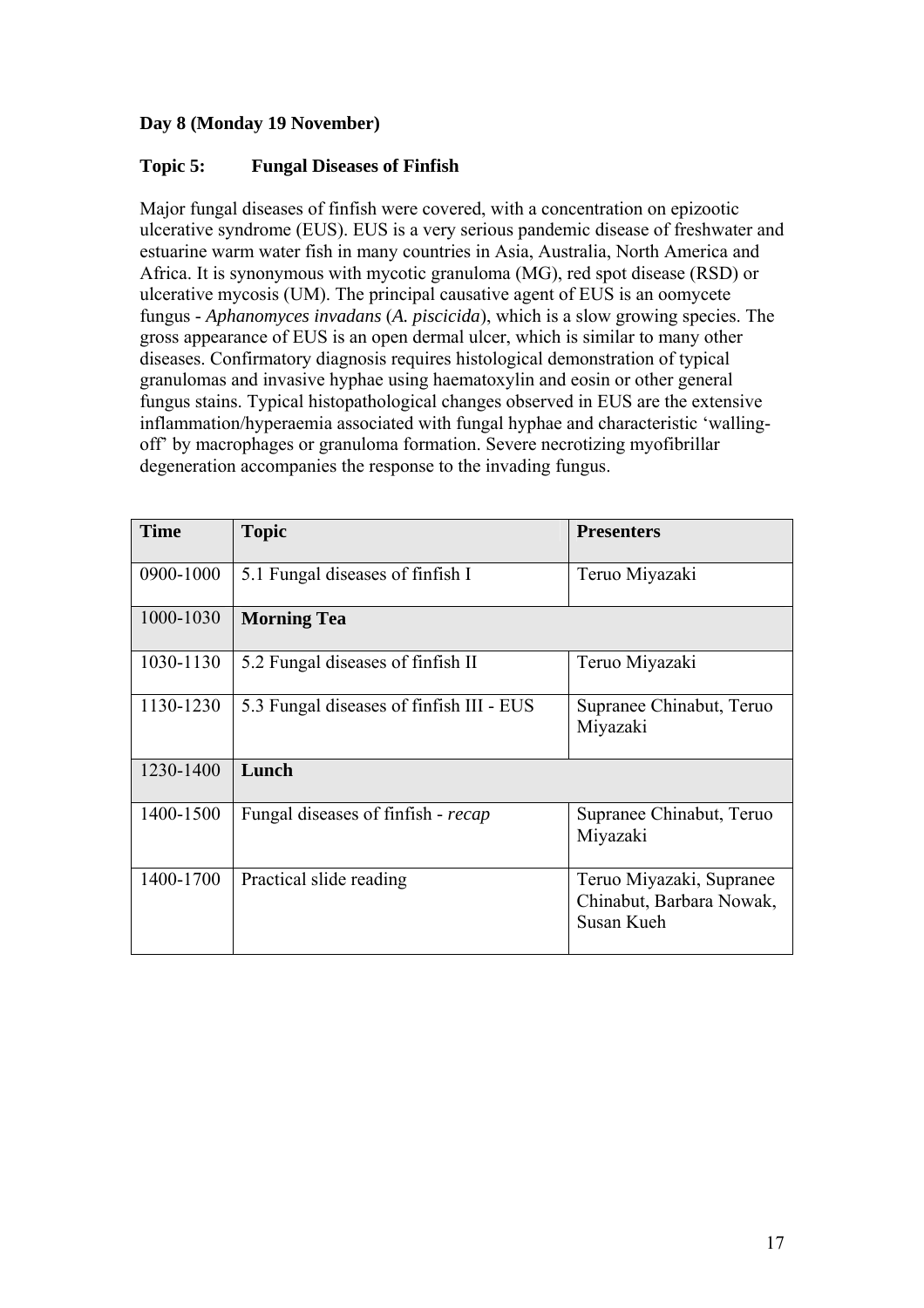**Day 8 (Monday 19 November)**

**Topic 5: Fungal Diseases of Finfish**

Major fungal diseases of finfish were covered, with a concentration on epizootic ulcerative syndrome (EUS). EUS is a very serious pandemic disease of freshwater and estuarine warm water fish in many countries in Asia, Australia, North America and Africa. It is synonymous with mycotic granuloma (MG), red spot disease (RSD) or ulcerative mycosis (UM). The principal causative agent of EUS is an oomycete fungus - *Aphanomyces invadans* (*A. piscicida*), which is a slow growing species. The gross appearance of EUS is an open dermal ulcer, which is similar to many other diseases. Confirmatory diagnosis requires histological demonstration of typical granulomas and invasive hyphae using haematoxylin and eosin or other general fungus stains. Typical histopathological changes observed in EUS are the extensive inflammation/hyperaemia associated with fungal hyphae and characteristic 'walling-off' by macrophages or granuloma formation. Severe necrotizing myofibrillar degeneration accompanies the response to the invading fungus.

| Time | Topic | Presenters |
|---|---|---|
| 0900-1000 | 5.1 Fungal diseases of finfish I | Teruo Miyazaki |
| 1000-1030 | **Morning Tea** | |
| 1030-1130 | 5.2 Fungal diseases of finfish II | Teruo Miyazaki |
| 1130-1230 | 5.3 Fungal diseases of finfish III - EUS | Supranee Chinabut, Teruo Miyazaki |
| 1230-1400 | **Lunch** | |
| 1400-1500 | Fungal diseases of finfish - *recap* | Supranee Chinabut, Teruo Miyazaki |
| 1400-1700 | Practical slide reading | Teruo Miyazaki, Supranee Chinabut, Barbara Nowak, Susan Kueh |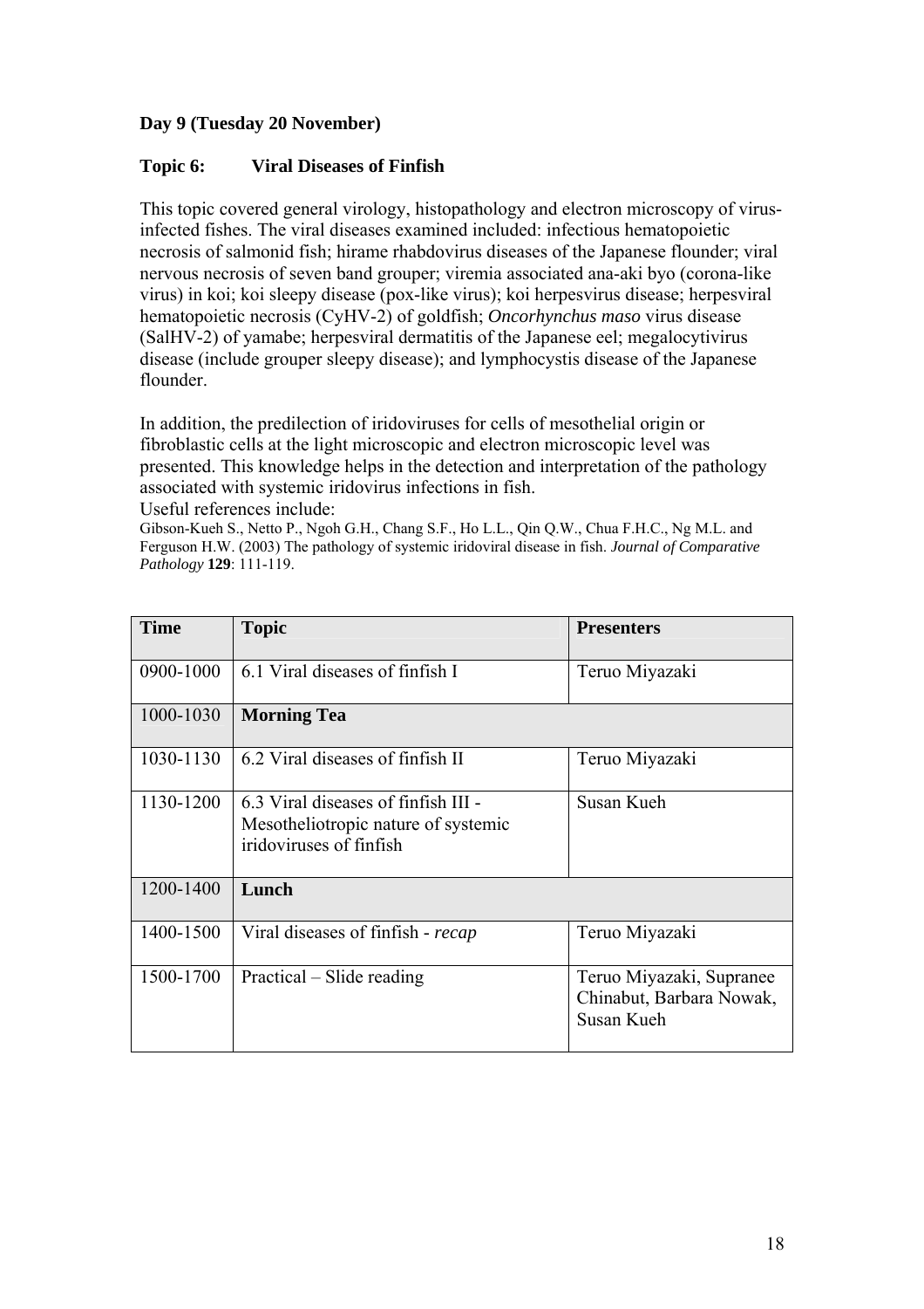**Day 9 (Tuesday 20 November)**

**Topic 6: Viral Diseases of Finfish**

This topic covered general virology, histopathology and electron microscopy of virus-infected fishes. The viral diseases examined included: infectious hematopoietic necrosis of salmonid fish; hirame rhabdovirus diseases of the Japanese flounder; viral nervous necrosis of seven band grouper; viremia associated ana-aki byo (corona-like virus) in koi; koi sleepy disease (pox-like virus); koi herpesvirus disease; herpesviral hematopoietic necrosis (CyHV-2) of goldfish; *Oncorhynchus maso* virus disease (SalHV-2) of yamabe; herpesviral dermatitis of the Japanese eel; megalocytivirus disease (include grouper sleepy disease); and lymphocystis disease of the Japanese flounder.

In addition, the predilection of iridoviruses for cells of mesothelial origin or fibroblastic cells at the light microscopic and electron microscopic level was presented. This knowledge helps in the detection and interpretation of the pathology associated with systemic iridovirus infections in fish.

Useful references include:

Gibson-Kueh S., Netto P., Ngoh G.H., Chang S.F., Ho L.L., Qin Q.W., Chua F.H.C., Ng M.L. and Ferguson H.W. (2003) The pathology of systemic iridoviral disease in fish. *Journal of Comparative Pathology* **129**: 111-119.

| **Time** | **Topic** | **Presenters** |
|---|---|---|
| 0900-1000 | 6.1 Viral diseases of finfish I | Teruo Miyazaki |
| 1000-1030 | **Morning Tea** | |
| 1030-1130 | 6.2 Viral diseases of finfish II | Teruo Miyazaki |
| 1130-1200 | 6.3 Viral diseases of finfish III - Mesotheliotropic nature of systemic iridoviruses of finfish | Susan Kueh |
| 1200-1400 | **Lunch** | |
| 1400-1500 | Viral diseases of finfish - *recap* | Teruo Miyazaki |
| 1500-1700 | Practical – Slide reading | Teruo Miyazaki, Supranee Chinabut, Barbara Nowak, Susan Kueh |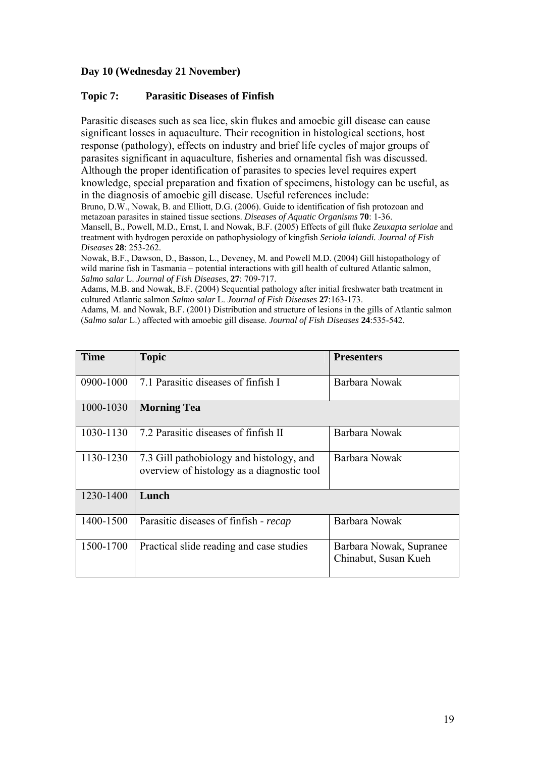**Day 10 (Wednesday 21 November)**

**Topic 7: Parasitic Diseases of Finfish**

Parasitic diseases such as sea lice, skin flukes and amoebic gill disease can cause significant losses in aquaculture. Their recognition in histological sections, host response (pathology), effects on industry and brief life cycles of major groups of parasites significant in aquaculture, fisheries and ornamental fish was discussed. Although the proper identification of parasites to species level requires expert knowledge, special preparation and fixation of specimens, histology can be useful, as in the diagnosis of amoebic gill disease. Useful references include:

Bruno, D.W., Nowak, B. and Elliott, D.G. (2006). Guide to identification of fish protozoan and metazoan parasites in stained tissue sections. *Diseases of Aquatic Organisms* **70**: 1-36.

Mansell, B., Powell, M.D., Ernst, I. and Nowak, B.F. (2005) Effects of gill fluke *Zeuxapta seriolae* and treatment with hydrogen peroxide on pathophysiology of kingfish *Seriola lalandi. Journal of Fish Diseases* **28**: 253-262.

Nowak, B.F., Dawson, D., Basson, L., Deveney, M. and Powell M.D. (2004) Gill histopathology of wild marine fish in Tasmania – potential interactions with gill health of cultured Atlantic salmon, *Salmo salar* L. *Journal of Fish Diseases*, **27**: 709-717.

Adams, M.B. and Nowak, B.F. (2004) Sequential pathology after initial freshwater bath treatment in cultured Atlantic salmon *Salmo salar* L. *Journal of Fish Diseases* **27**:163-173.

Adams, M. and Nowak, B.F. (2001) Distribution and structure of lesions in the gills of Atlantic salmon (*Salmo salar* L.) affected with amoebic gill disease. *Journal of Fish Diseases* **24**:535-542.

| Time | Topic | Presenters |
|---|---|---|
| 0900-1000 | 7.1 Parasitic diseases of finfish I | Barbara Nowak |
| 1000-1030 | **Morning Tea** | |
| 1030-1130 | 7.2 Parasitic diseases of finfish II | Barbara Nowak |
| 1130-1230 | 7.3 Gill pathobiology and histology, and overview of histology as a diagnostic tool | Barbara Nowak |
| 1230-1400 | **Lunch** | |
| 1400-1500 | Parasitic diseases of finfish - *recap* | Barbara Nowak |
| 1500-1700 | Practical slide reading and case studies | Barbara Nowak, Supranee Chinabut, Susan Kueh |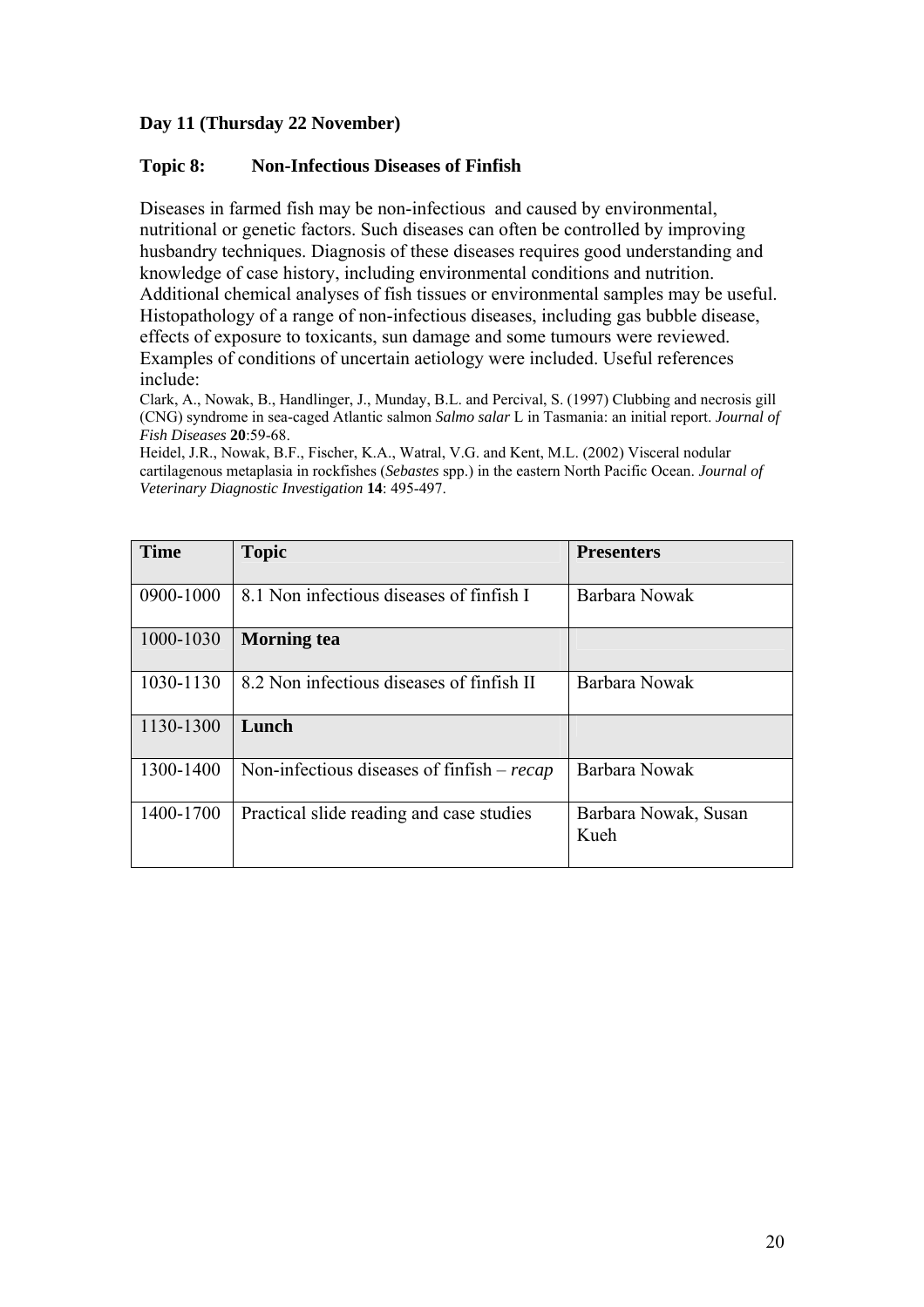**Day 11 (Thursday 22 November)**

**Topic 8: Non-Infectious Diseases of Finfish**

Diseases in farmed fish may be non-infectious and caused by environmental, nutritional or genetic factors. Such diseases can often be controlled by improving husbandry techniques. Diagnosis of these diseases requires good understanding and knowledge of case history, including environmental conditions and nutrition. Additional chemical analyses of fish tissues or environmental samples may be useful. Histopathology of a range of non-infectious diseases, including gas bubble disease, effects of exposure to toxicants, sun damage and some tumours were reviewed. Examples of conditions of uncertain aetiology were included. Useful references include:

Clark, A., Nowak, B., Handlinger, J., Munday, B.L. and Percival, S. (1997) Clubbing and necrosis gill (CNG) syndrome in sea-caged Atlantic salmon *Salmo salar* L in Tasmania: an initial report. *Journal of Fish Diseases* **20**:59-68.

Heidel, J.R., Nowak, B.F., Fischer, K.A., Watral, V.G. and Kent, M.L. (2002) Visceral nodular cartilagenous metaplasia in rockfishes (*Sebastes* spp.) in the eastern North Pacific Ocean. *Journal of Veterinary Diagnostic Investigation* **14**: 495-497.

| **Time** | **Topic** | **Presenters** |
|---|---|---|
| 0900-1000 | 8.1 Non infectious diseases of finfish I | Barbara Nowak |
| 1000-1030 | **Morning tea** | |
| 1030-1130 | 8.2 Non infectious diseases of finfish II | Barbara Nowak |
| 1130-1300 | **Lunch** | |
| 1300-1400 | Non-infectious diseases of finfish – *recap* | Barbara Nowak |
| 1400-1700 | Practical slide reading and case studies | Barbara Nowak, Susan Kueh |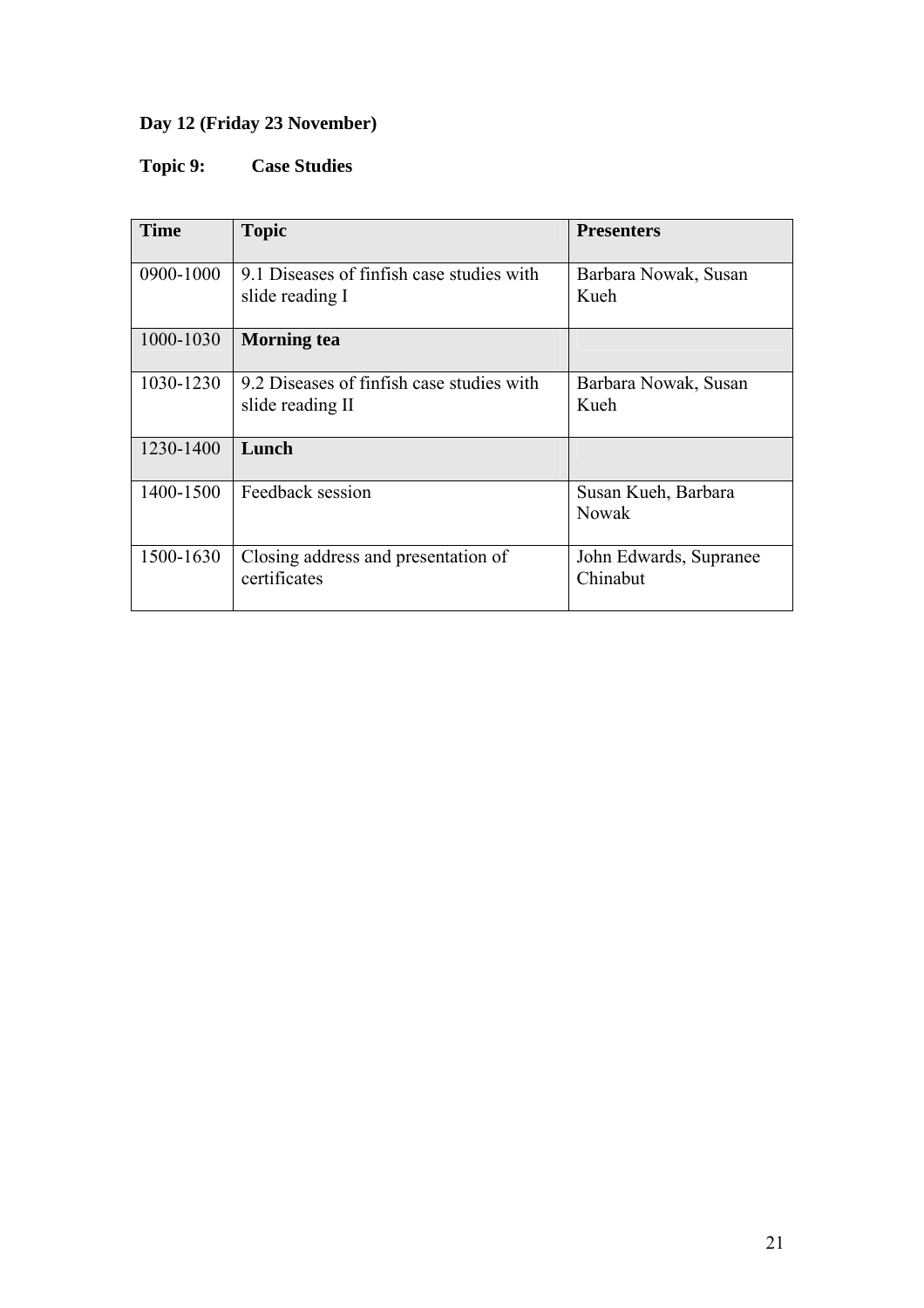**Day 12 (Friday 23 November)**

**Topic 9: Case Studies**

| Time | Topic | Presenters |
|---|---|---|
| 0900-1000 | 9.1 Diseases of finfish case studies with slide reading I | Barbara Nowak, Susan Kueh |
| 1000-1030 | **Morning tea** | |
| 1030-1230 | 9.2 Diseases of finfish case studies with slide reading II | Barbara Nowak, Susan Kueh |
| 1230-1400 | **Lunch** | |
| 1400-1500 | Feedback session | Susan Kueh, Barbara Nowak |
| 1500-1630 | Closing address and presentation of certificates | John Edwards, Supranee Chinabut |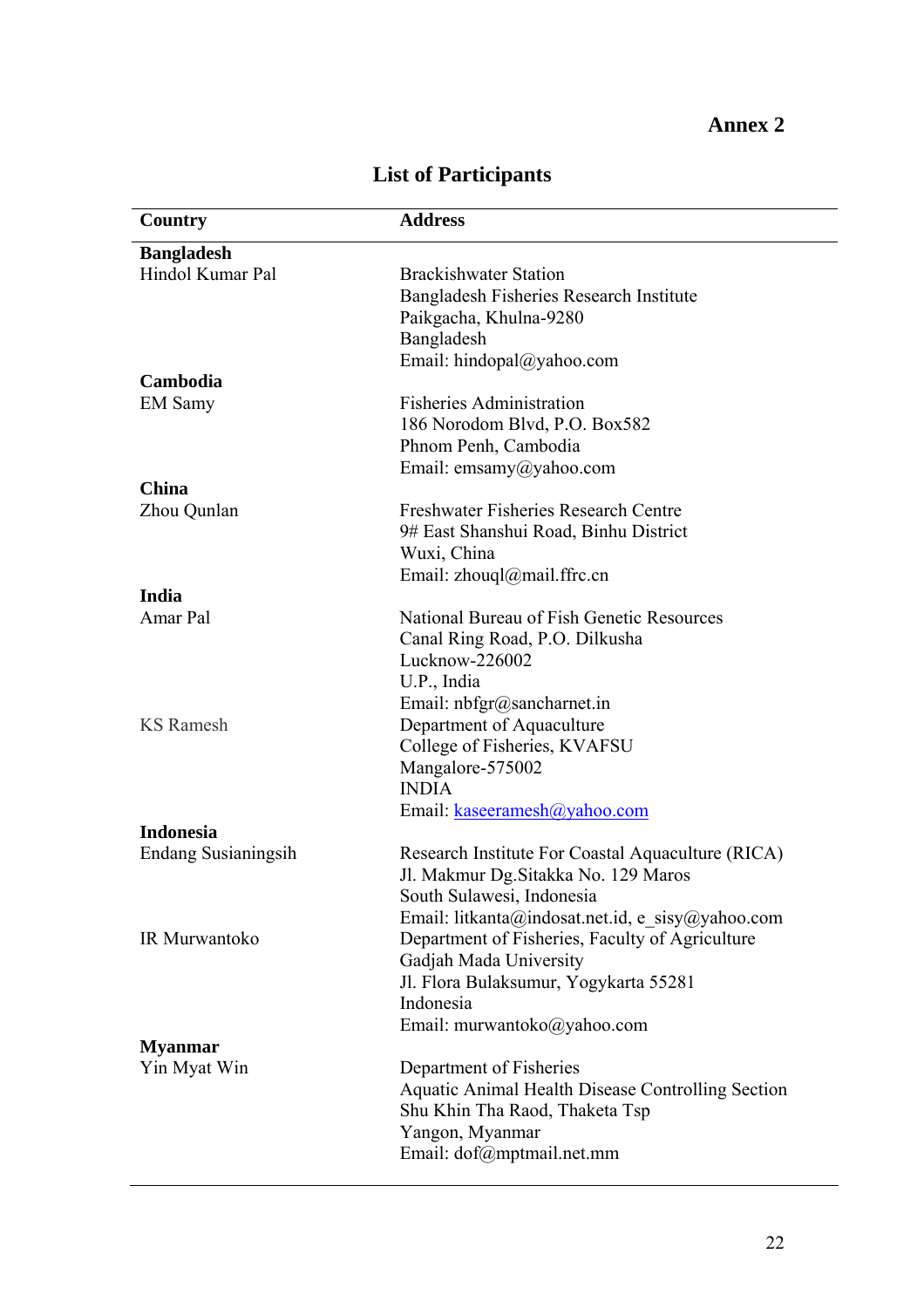**Annex 2**

# List of Participants

| Country | Address |
|---|---|
| **Bangladesh** | |
| Hindol Kumar Pal | Brackishwater Station<br>Bangladesh Fisheries Research Institute<br>Paikgacha, Khulna-9280<br>Bangladesh<br>Email: hindopal@yahoo.com |
| **Cambodia** | |
| EM Samy | Fisheries Administration<br>186 Norodom Blvd, P.O. Box582<br>Phnom Penh, Cambodia<br>Email: emsamy@yahoo.com |
| **China** | |
| Zhou Qunlan | Freshwater Fisheries Research Centre<br>9# East Shanshui Road, Binhu District<br>Wuxi, China<br>Email: zhouql@mail.ffrc.cn |
| **India** | |
| Amar Pal | National Bureau of Fish Genetic Resources<br>Canal Ring Road, P.O. Dilkusha<br>Lucknow-226002<br>U.P., India<br>Email: nbfgr@sancharnet.in |
| KS Ramesh | Department of Aquaculture<br>College of Fisheries, KVAFSU<br>Mangalore-575002<br>INDIA<br>Email: kaseeramesh@yahoo.com |
| **Indonesia** | |
| Endang Susianingsih | Research Institute For Coastal Aquaculture (RICA)<br>Jl. Makmur Dg.Sitakka No. 129 Maros<br>South Sulawesi, Indonesia<br>Email: litkanta@indosat.net.id, e_sisy@yahoo.com |
| IR Murwantoko | Department of Fisheries, Faculty of Agriculture<br>Gadjah Mada University<br>Jl. Flora Bulaksumur, Yogykarta 55281<br>Indonesia<br>Email: murwantoko@yahoo.com |
| **Myanmar** | |
| Yin Myat Win | Department of Fisheries<br>Aquatic Animal Health Disease Controlling Section<br>Shu Khin Tha Raod, Thaketa Tsp<br>Yangon, Myanmar<br>Email: dof@mptmail.net.mm |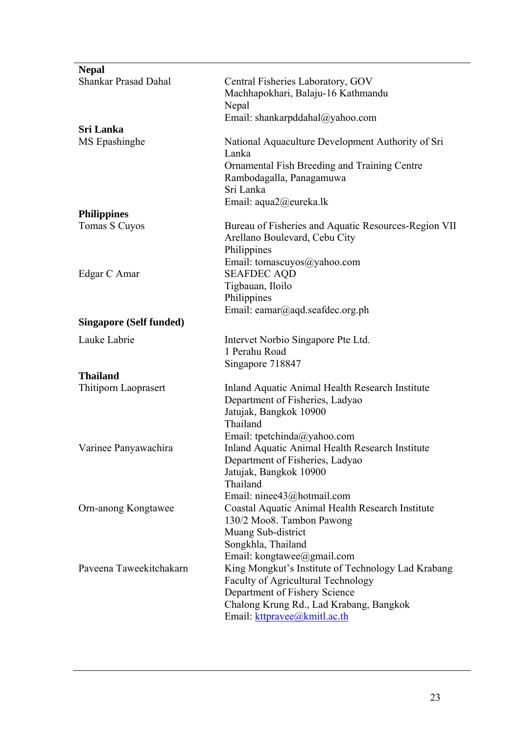| | |
|---|---|
| **Nepal** | |
| Shankar Prasad Dahal | Central Fisheries Laboratory, GOV<br>Machhapokhari, Balaju-16 Kathmandu<br>Nepal<br>Email: shankarpddahal@yahoo.com |
| **Sri Lanka** | |
| MS Epashinghe | National Aquaculture Development Authority of Sri Lanka<br>Ornamental Fish Breeding and Training Centre<br>Rambodagalla, Panagamuwa<br>Sri Lanka<br>Email: aqua2@eureka.lk |
| **Philippines** | |
| Tomas S Cuyos | Bureau of Fisheries and Aquatic Resources-Region VII<br>Arellano Boulevard, Cebu City<br>Philippines<br>Email: tomascuyos@yahoo.com |
| Edgar C Amar | SEAFDEC AQD<br>Tigbauan, Iloilo<br>Philippines<br>Email: eamar@aqd.seafdec.org.ph |
| **Singapore (Self funded)** | |
| Lauke Labrie | Intervet Norbio Singapore Pte Ltd.<br>1 Perahu Road<br>Singapore 718847 |
| **Thailand** | |
| Thitiporn Laoprasert | Inland Aquatic Animal Health Research Institute<br>Department of Fisheries, Ladyao<br>Jatujak, Bangkok 10900<br>Thailand<br>Email: tpetchinda@yahoo.com |
| Varinee Panyawachira | Inland Aquatic Animal Health Research Institute<br>Department of Fisheries, Ladyao<br>Jatujak, Bangkok 10900<br>Thailand<br>Email: ninee43@hotmail.com |
| Orn-anong Kongtawee | Coastal Aquatic Animal Health Research Institute<br>130/2 Moo8. Tambon Pawong<br>Muang Sub-district<br>Songkhla, Thailand<br>Email: kongtawee@gmail.com |
| Paveena Taweekitchakarn | King Mongkut's Institute of Technology Lad Krabang<br>Faculty of Agricultural Technology<br>Department of Fishery Science<br>Chalong Krung Rd., Lad Krabang, Bangkok<br>Email: kttpravee@kmitl.ac.th |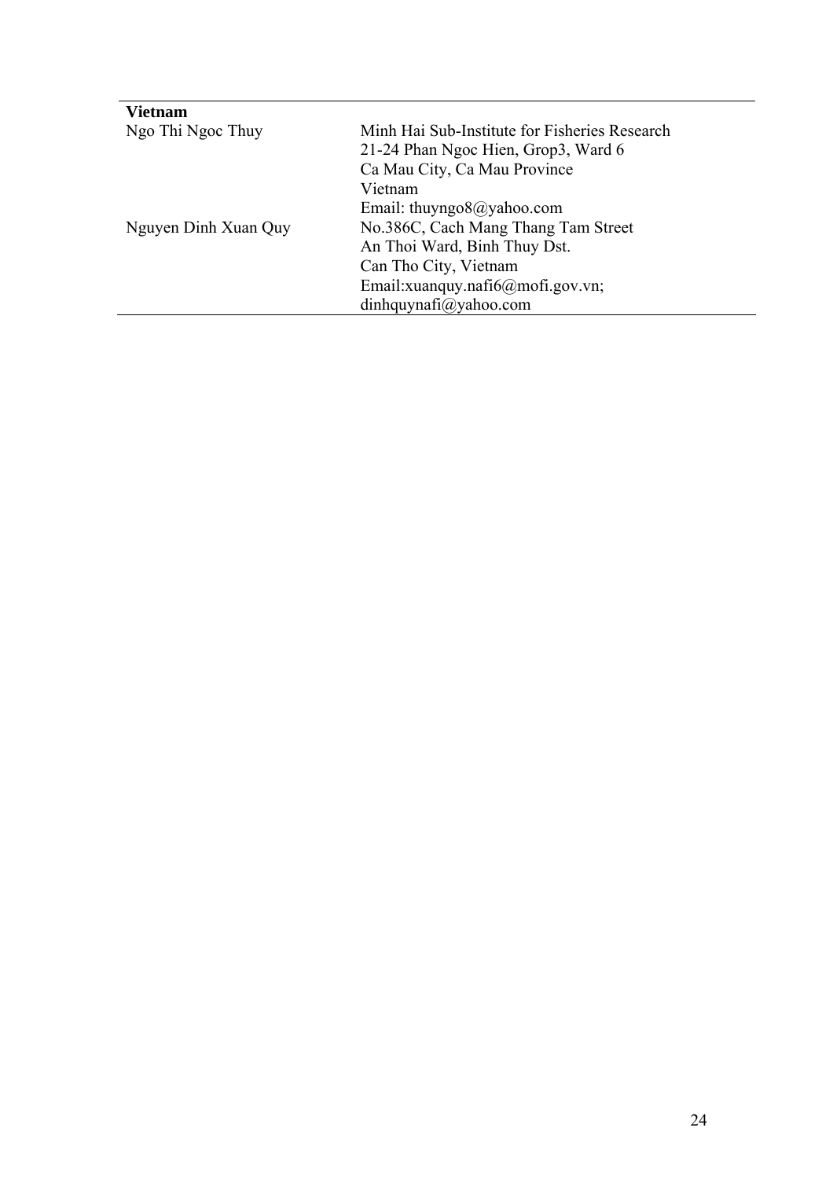| **Vietnam** | |
|---|---|
| Ngo Thi Ngoc Thuy | Minh Hai Sub-Institute for Fisheries Research<br>21-24 Phan Ngoc Hien, Grop3, Ward 6<br>Ca Mau City, Ca Mau Province<br>Vietnam<br>Email: thuyngo8@yahoo.com |
| Nguyen Dinh Xuan Quy | No.386C, Cach Mang Thang Tam Street<br>An Thoi Ward, Binh Thuy Dst.<br>Can Tho City, Vietnam<br>Email:xuanquy.nafi6@mofi.gov.vn;<br>dinhquynafi@yahoo.com |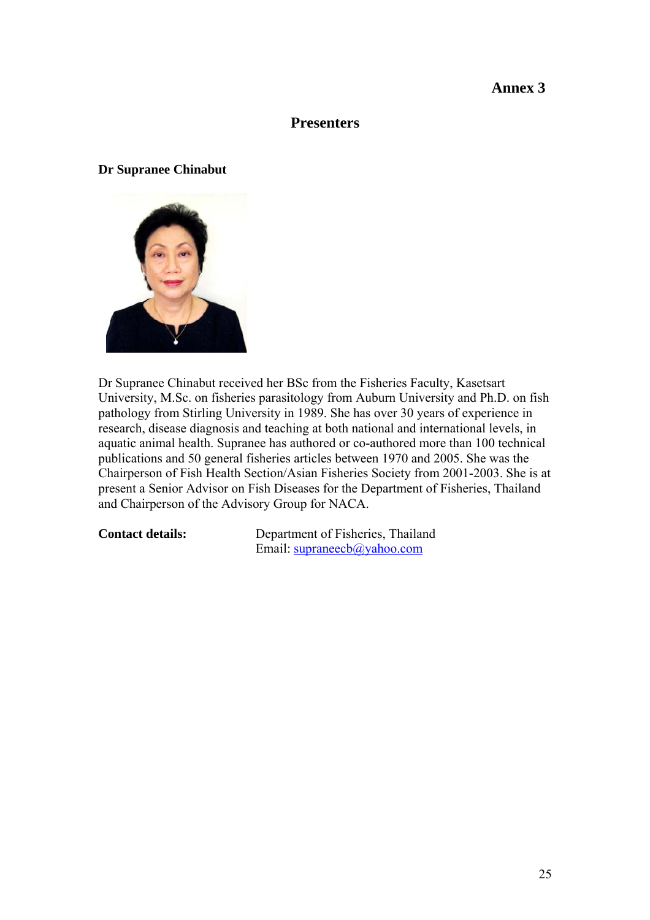# Annex 3

## Presenters

### Dr Supranee Chinabut

Dr Supranee Chinabut received her BSc from the Fisheries Faculty, Kasetsart University, M.Sc. on fisheries parasitology from Auburn University and Ph.D. on fish pathology from Stirling University in 1989. She has over 30 years of experience in research, disease diagnosis and teaching at both national and international levels, in aquatic animal health. Supranee has authored or co-authored more than 100 technical publications and 50 general fisheries articles between 1970 and 2005. She was the Chairperson of Fish Health Section/Asian Fisheries Society from 2001-2003. She is at present a Senior Advisor on Fish Diseases for the Department of Fisheries, Thailand and Chairperson of the Advisory Group for NACA.

**Contact details:** Department of Fisheries, Thailand
Email: supraneecb@yahoo.com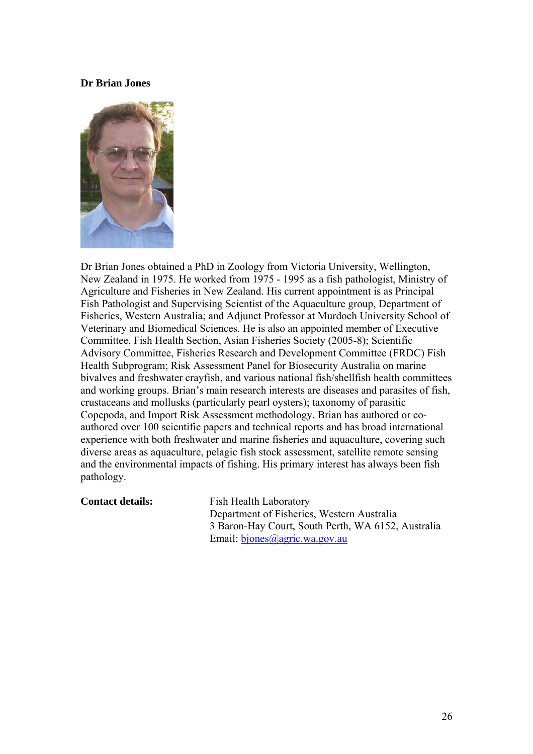**Dr Brian Jones**

Dr Brian Jones obtained a PhD in Zoology from Victoria University, Wellington, New Zealand in 1975. He worked from 1975 - 1995 as a fish pathologist, Ministry of Agriculture and Fisheries in New Zealand. His current appointment is as Principal Fish Pathologist and Supervising Scientist of the Aquaculture group, Department of Fisheries, Western Australia; and Adjunct Professor at Murdoch University School of Veterinary and Biomedical Sciences. He is also an appointed member of Executive Committee, Fish Health Section, Asian Fisheries Society (2005-8); Scientific Advisory Committee, Fisheries Research and Development Committee (FRDC) Fish Health Subprogram; Risk Assessment Panel for Biosecurity Australia on marine bivalves and freshwater crayfish, and various national fish/shellfish health committees and working groups. Brian's main research interests are diseases and parasites of fish, crustaceans and mollusks (particularly pearl oysters); taxonomy of parasitic Copepoda, and Import Risk Assessment methodology. Brian has authored or co-authored over 100 scientific papers and technical reports and has broad international experience with both freshwater and marine fisheries and aquaculture, covering such diverse areas as aquaculture, pelagic fish stock assessment, satellite remote sensing and the environmental impacts of fishing. His primary interest has always been fish pathology.

**Contact details:**

Fish Health Laboratory
Department of Fisheries, Western Australia
3 Baron-Hay Court, South Perth, WA 6152, Australia
Email: bjones@agric.wa.gov.au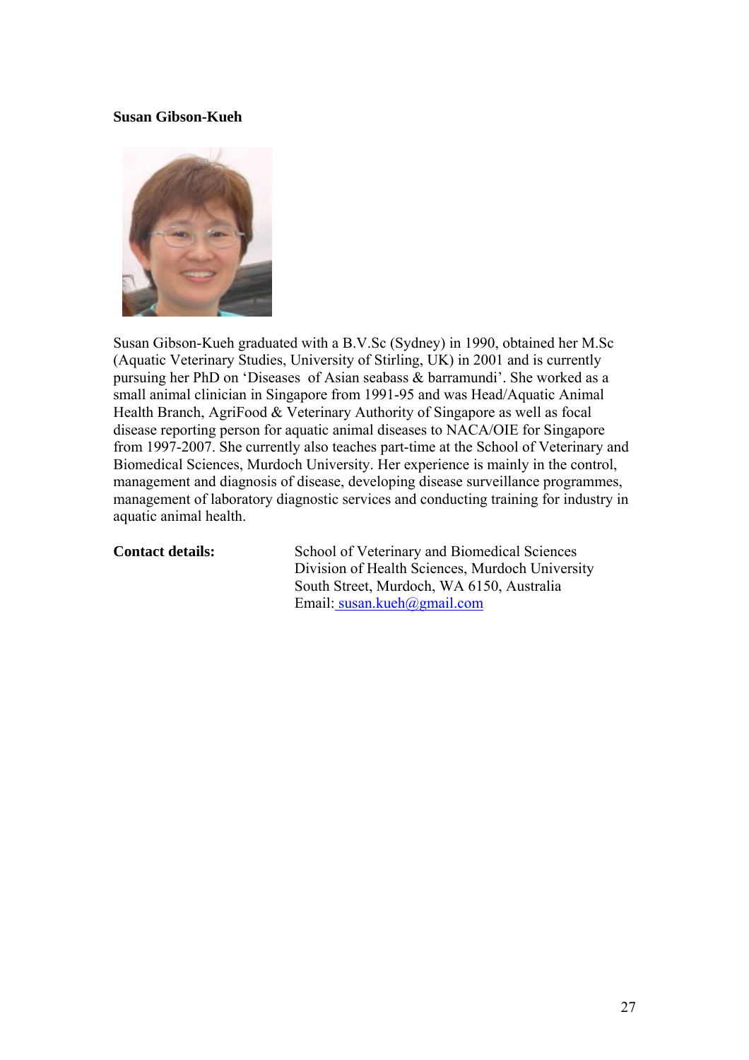**Susan Gibson-Kueh**

Susan Gibson-Kueh graduated with a B.V.Sc (Sydney) in 1990, obtained her M.Sc (Aquatic Veterinary Studies, University of Stirling, UK) in 2001 and is currently pursuing her PhD on 'Diseases of Asian seabass & barramundi'. She worked as a small animal clinician in Singapore from 1991-95 and was Head/Aquatic Animal Health Branch, AgriFood & Veterinary Authority of Singapore as well as focal disease reporting person for aquatic animal diseases to NACA/OIE for Singapore from 1997-2007. She currently also teaches part-time at the School of Veterinary and Biomedical Sciences, Murdoch University. Her experience is mainly in the control, management and diagnosis of disease, developing disease surveillance programmes, management of laboratory diagnostic services and conducting training for industry in aquatic animal health.

**Contact details:**

School of Veterinary and Biomedical Sciences
Division of Health Sciences, Murdoch University
South Street, Murdoch, WA 6150, Australia
Email: susan.kueh@gmail.com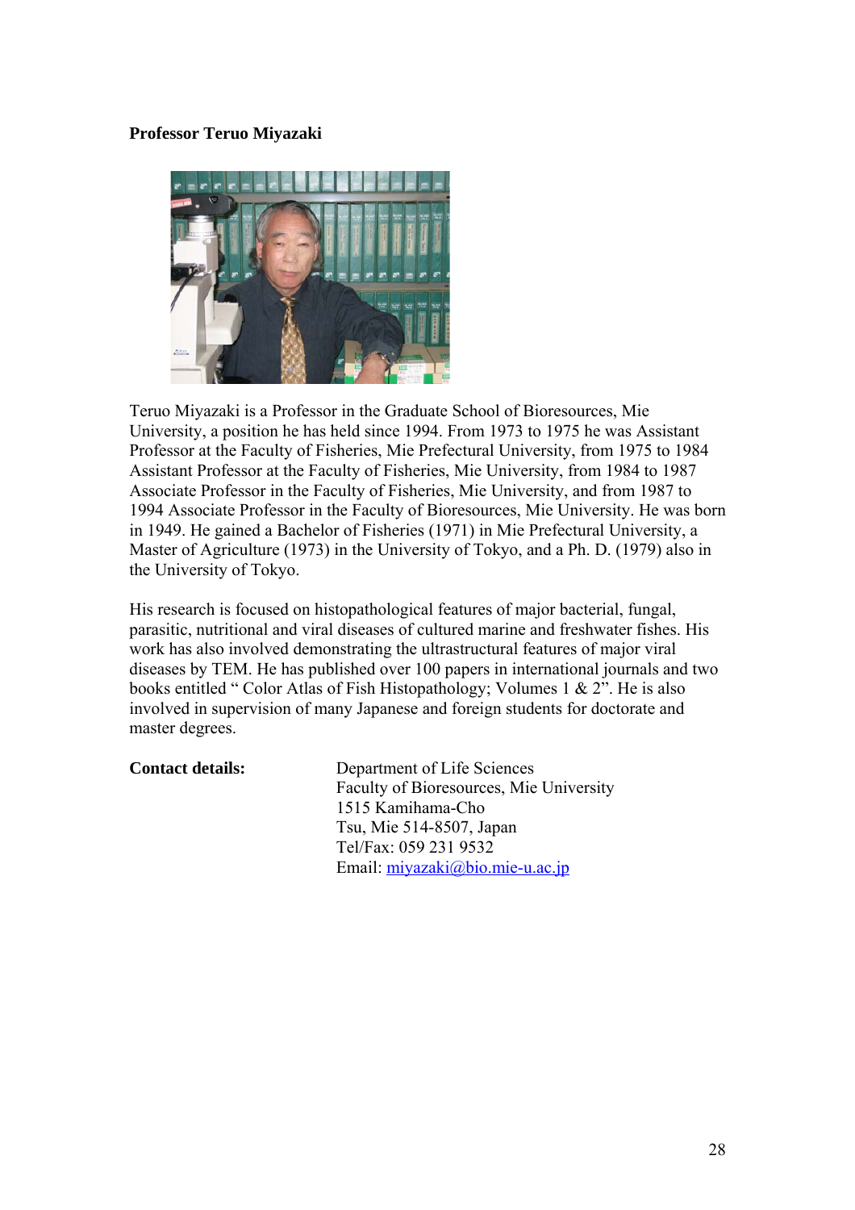**Professor Teruo Miyazaki**

Teruo Miyazaki is a Professor in the Graduate School of Bioresources, Mie University, a position he has held since 1994. From 1973 to 1975 he was Assistant Professor at the Faculty of Fisheries, Mie Prefectural University, from 1975 to 1984 Assistant Professor at the Faculty of Fisheries, Mie University, from 1984 to 1987 Associate Professor in the Faculty of Fisheries, Mie University, and from 1987 to 1994 Associate Professor in the Faculty of Bioresources, Mie University. He was born in 1949. He gained a Bachelor of Fisheries (1971) in Mie Prefectural University, a Master of Agriculture (1973) in the University of Tokyo, and a Ph. D. (1979) also in the University of Tokyo.

His research is focused on histopathological features of major bacterial, fungal, parasitic, nutritional and viral diseases of cultured marine and freshwater fishes. His work has also involved demonstrating the ultrastructural features of major viral diseases by TEM. He has published over 100 papers in international journals and two books entitled " Color Atlas of Fish Histopathology; Volumes 1 & 2". He is also involved in supervision of many Japanese and foreign students for doctorate and master degrees.

**Contact details:**

Department of Life Sciences
Faculty of Bioresources, Mie University
1515 Kamihama-Cho
Tsu, Mie 514-8507, Japan
Tel/Fax: 059 231 9532
Email: miyazaki@bio.mie-u.ac.jp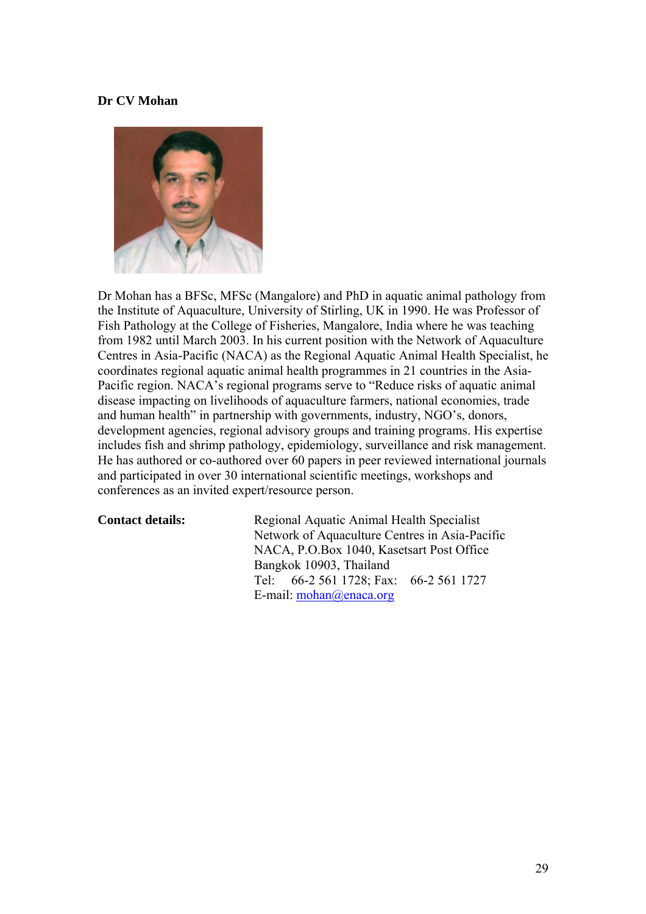**Dr CV Mohan**

Dr Mohan has a BFSc, MFSc (Mangalore) and PhD in aquatic animal pathology from the Institute of Aquaculture, University of Stirling, UK in 1990. He was Professor of Fish Pathology at the College of Fisheries, Mangalore, India where he was teaching from 1982 until March 2003. In his current position with the Network of Aquaculture Centres in Asia-Pacific (NACA) as the Regional Aquatic Animal Health Specialist, he coordinates regional aquatic animal health programmes in 21 countries in the Asia-Pacific region. NACA's regional programs serve to "Reduce risks of aquatic animal disease impacting on livelihoods of aquaculture farmers, national economies, trade and human health" in partnership with governments, industry, NGO's, donors, development agencies, regional advisory groups and training programs. His expertise includes fish and shrimp pathology, epidemiology, surveillance and risk management. He has authored or co-authored over 60 papers in peer reviewed international journals and participated in over 30 international scientific meetings, workshops and conferences as an invited expert/resource person.

**Contact details:**

Regional Aquatic Animal Health Specialist
Network of Aquaculture Centres in Asia-Pacific
NACA, P.O.Box 1040, Kasetsart Post Office
Bangkok 10903, Thailand
Tel: 66-2 561 1728; Fax: 66-2 561 1727
E-mail: mohan@enaca.org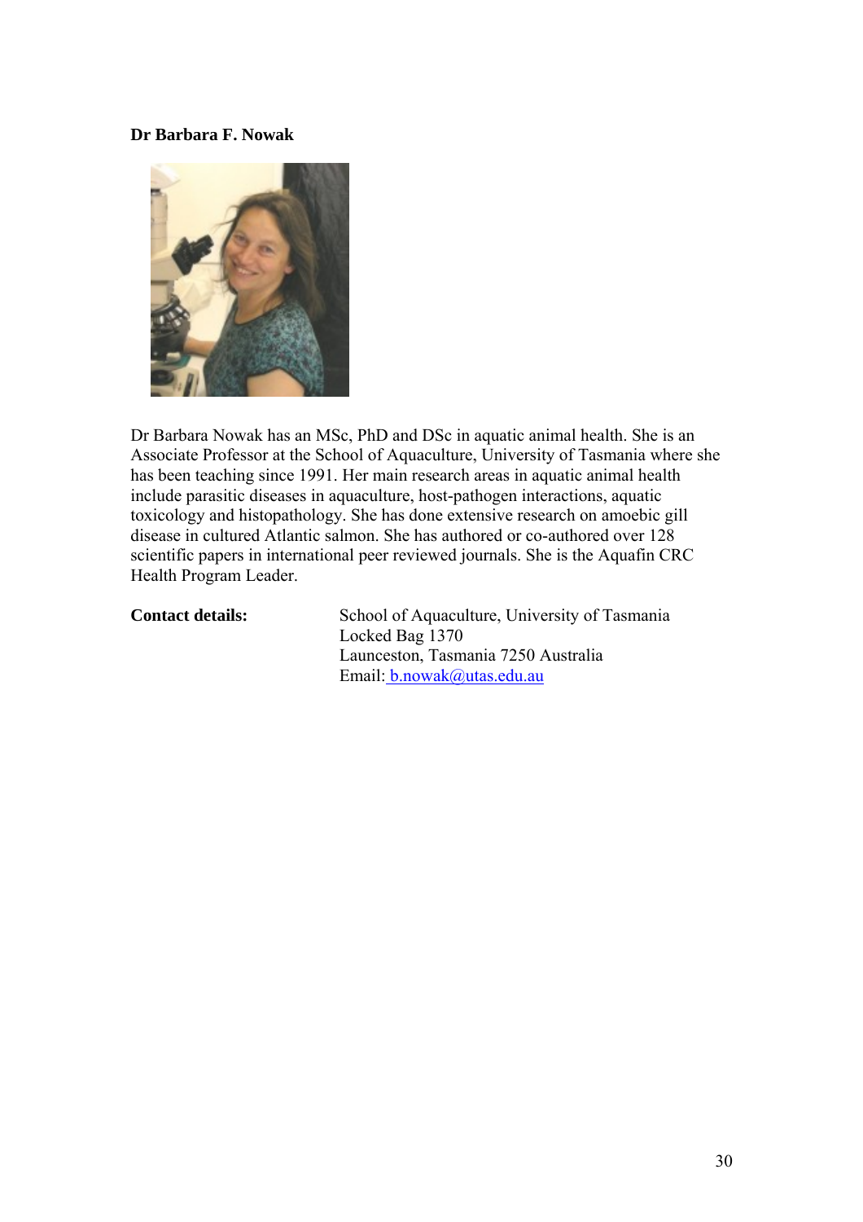**Dr Barbara F. Nowak**

Dr Barbara Nowak has an MSc, PhD and DSc in aquatic animal health. She is an Associate Professor at the School of Aquaculture, University of Tasmania where she has been teaching since 1991. Her main research areas in aquatic animal health include parasitic diseases in aquaculture, host-pathogen interactions, aquatic toxicology and histopathology. She has done extensive research on amoebic gill disease in cultured Atlantic salmon. She has authored or co-authored over 128 scientific papers in international peer reviewed journals. She is the Aquafin CRC Health Program Leader.

**Contact details:**

School of Aquaculture, University of Tasmania
Locked Bag 1370
Launceston, Tasmania 7250 Australia
Email: b.nowak@utas.edu.au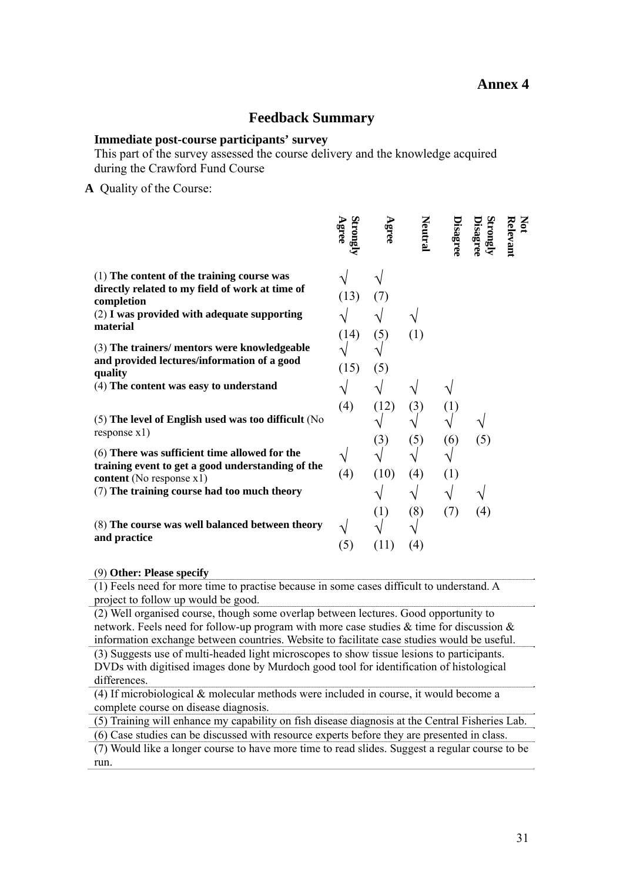## Annex 4

# Feedback Summary

**Immediate post-course participants' survey**

This part of the survey assessed the course delivery and the knowledge acquired during the Crawford Fund Course

**A** Quality of the Course:

| | Strongly Agree | Agree | Neutral | Disagree | Strongly Disagree | Not Relevant |
|---|---|---|---|---|---|---|
| (1) **The content of the training course was directly related to my field of work at time of completion** | √ (13) | √ (7) | | | | |
| (2) **I was provided with adequate supporting material** | √ (14) | √ (5) | √ (1) | | | |
| (3) **The trainers/ mentors were knowledgeable and provided lectures/information of a good quality** | √ (15) | √ (5) | | | | |
| (4) **The content was easy to understand** | √ (4) | √ (12) | √ (3) | √ (1) | | |
| (5) **The level of English used was too difficult** (No response x1) | | √ (3) | √ (5) | √ (6) | √ (5) | |
| (6) **There was sufficient time allowed for the training event to get a good understanding of the content** (No response x1) | √ (4) | √ (10) | √ (4) | √ (1) | | |
| (7) **The training course had too much theory** | | √ (1) | √ (8) | √ (7) | √ (4) | |
| (8) **The course was well balanced between theory and practice** | √ (5) | √ (11) | √ (4) | | | |

(9) **Other: Please specify**

(1) Feels need for more time to practise because in some cases difficult to understand. A project to follow up would be good.

(2) Well organised course, though some overlap between lectures. Good opportunity to network. Feels need for follow-up program with more case studies & time for discussion & information exchange between countries. Website to facilitate case studies would be useful.

(3) Suggests use of multi-headed light microscopes to show tissue lesions to participants. DVDs with digitised images done by Murdoch good tool for identification of histological differences.

(4) If microbiological & molecular methods were included in course, it would become a complete course on disease diagnosis.

(5) Training will enhance my capability on fish disease diagnosis at the Central Fisheries Lab.

(6) Case studies can be discussed with resource experts before they are presented in class.

(7) Would like a longer course to have more time to read slides. Suggest a regular course to be run.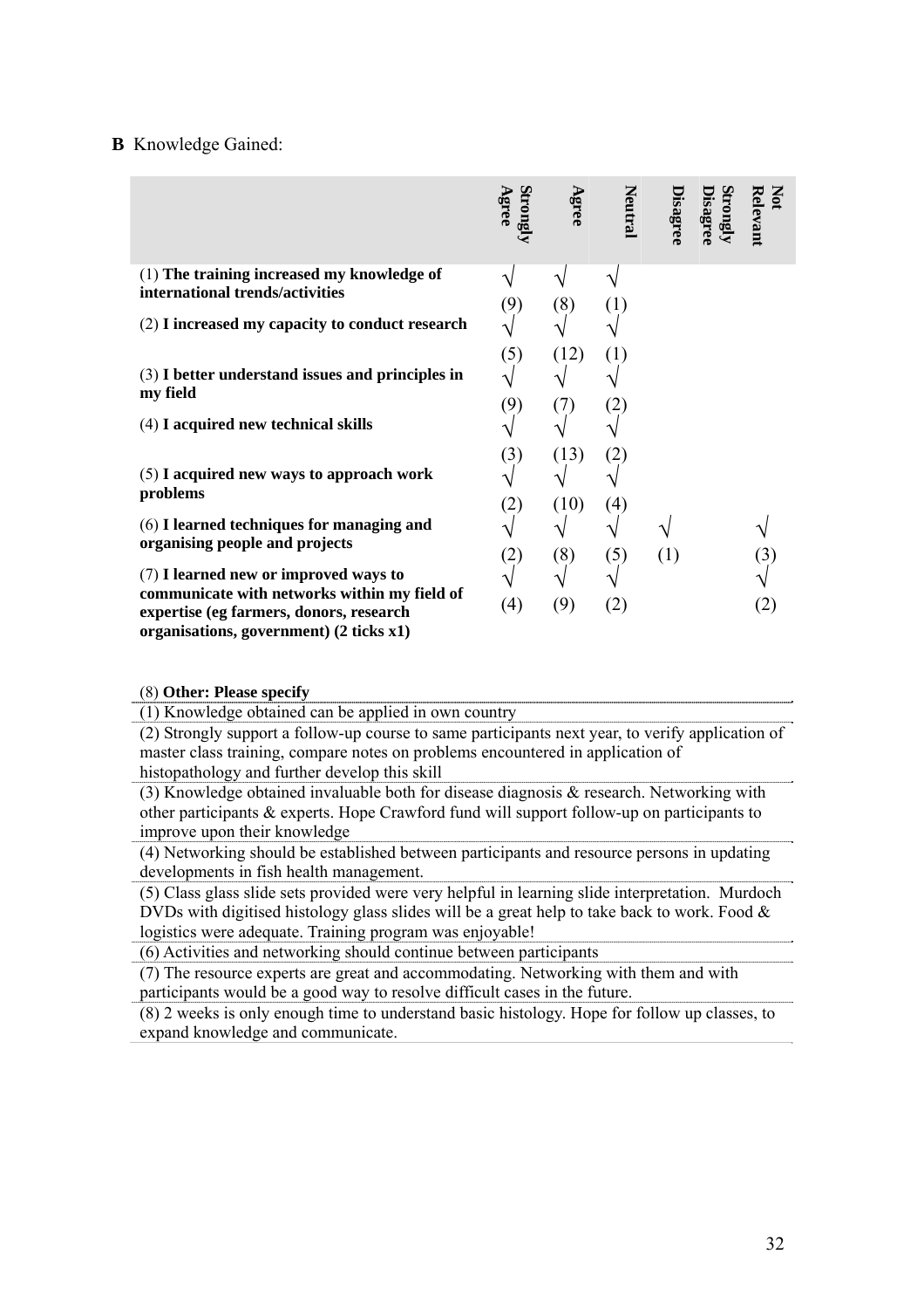**B** Knowledge Gained:

| | Strongly Agree | Agree | Neutral | Disagree | Strongly Disagree | Not Relevant |
|---|---|---|---|---|---|---|
| (1) **The training increased my knowledge of international trends/activities** | √ (9) | √ (8) | √ (1) | | | |
| (2) **I increased my capacity to conduct research** | √ (5) | √ (12) | √ (1) | | | |
| (3) **I better understand issues and principles in my field** | √ (9) | √ (7) | √ (2) | | | |
| (4) **I acquired new technical skills** | √ (3) | √ (13) | √ (2) | | | |
| (5) **I acquired new ways to approach work problems** | √ (2) | √ (10) | √ (4) | | | |
| (6) **I learned techniques for managing and organising people and projects** | √ (2) | √ (8) | √ (5) | √ (1) | | √ (3) |
| (7) **I learned new or improved ways to communicate with networks within my field of expertise (eg farmers, donors, research organisations, government) (2 ticks x1)** | √ (4) | √ (9) | √ (2) | | | √ (2) |

(8) **Other: Please specify**

(1) Knowledge obtained can be applied in own country

(2) Strongly support a follow-up course to same participants next year, to verify application of master class training, compare notes on problems encountered in application of histopathology and further develop this skill

(3) Knowledge obtained invaluable both for disease diagnosis & research. Networking with other participants & experts. Hope Crawford fund will support follow-up on participants to improve upon their knowledge

(4) Networking should be established between participants and resource persons in updating developments in fish health management.

(5) Class glass slide sets provided were very helpful in learning slide interpretation. Murdoch DVDs with digitised histology glass slides will be a great help to take back to work. Food & logistics were adequate. Training program was enjoyable!

(6) Activities and networking should continue between participants

(7) The resource experts are great and accommodating. Networking with them and with participants would be a good way to resolve difficult cases in the future.

(8) 2 weeks is only enough time to understand basic histology. Hope for follow up classes, to expand knowledge and communicate.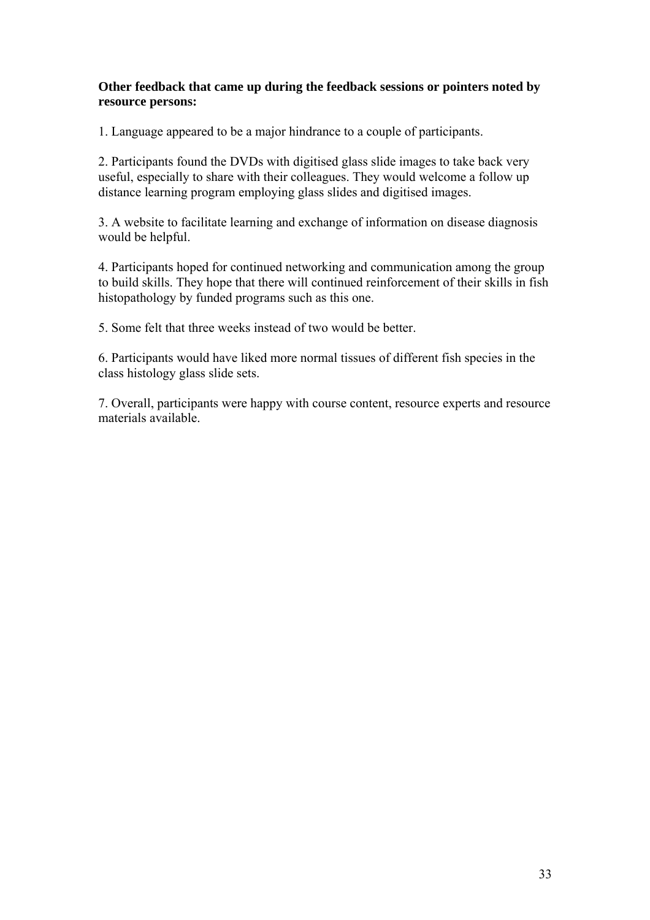**Other feedback that came up during the feedback sessions or pointers noted by resource persons:**

1. Language appeared to be a major hindrance to a couple of participants.

2. Participants found the DVDs with digitised glass slide images to take back very useful, especially to share with their colleagues. They would welcome a follow up distance learning program employing glass slides and digitised images.

3. A website to facilitate learning and exchange of information on disease diagnosis would be helpful.

4. Participants hoped for continued networking and communication among the group to build skills. They hope that there will continued reinforcement of their skills in fish histopathology by funded programs such as this one.

5. Some felt that three weeks instead of two would be better.

6. Participants would have liked more normal tissues of different fish species in the class histology glass slide sets.

7. Overall, participants were happy with course content, resource experts and resource materials available.